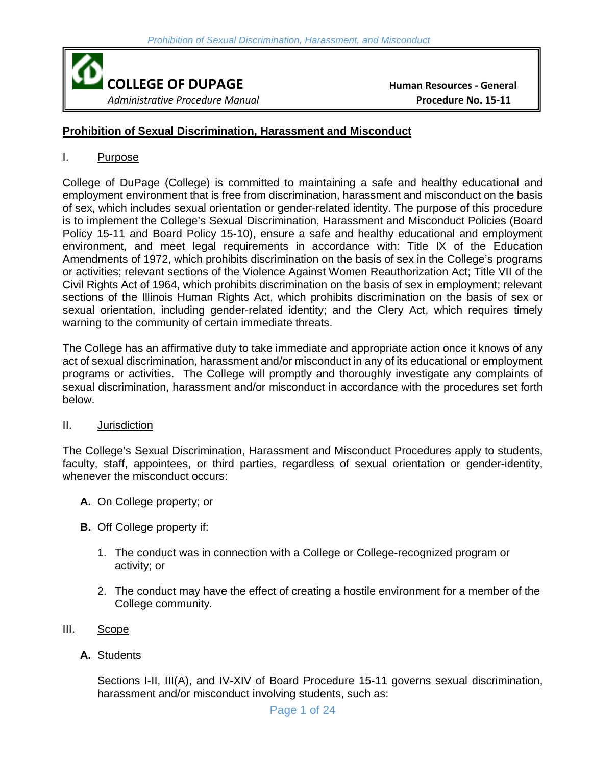**COLLEGE OF DUPAGE**
*Administrative Procedure Manual*

**Human Resources - General**
**Procedure No. 15-11**

# Prohibition of Sexual Discrimination, Harassment and Misconduct

## I. Purpose

College of DuPage (College) is committed to maintaining a safe and healthy educational and employment environment that is free from discrimination, harassment and misconduct on the basis of sex, which includes sexual orientation or gender-related identity. The purpose of this procedure is to implement the College's Sexual Discrimination, Harassment and Misconduct Policies (Board Policy 15-11 and Board Policy 15-10), ensure a safe and healthy educational and employment environment, and meet legal requirements in accordance with: Title IX of the Education Amendments of 1972, which prohibits discrimination on the basis of sex in the College's programs or activities; relevant sections of the Violence Against Women Reauthorization Act; Title VII of the Civil Rights Act of 1964, which prohibits discrimination on the basis of sex in employment; relevant sections of the Illinois Human Rights Act, which prohibits discrimination on the basis of sex or sexual orientation, including gender-related identity; and the Clery Act, which requires timely warning to the community of certain immediate threats.

The College has an affirmative duty to take immediate and appropriate action once it knows of any act of sexual discrimination, harassment and/or misconduct in any of its educational or employment programs or activities. The College will promptly and thoroughly investigate any complaints of sexual discrimination, harassment and/or misconduct in accordance with the procedures set forth below.

## II. Jurisdiction

The College's Sexual Discrimination, Harassment and Misconduct Procedures apply to students, faculty, staff, appointees, or third parties, regardless of sexual orientation or gender-identity, whenever the misconduct occurs:

- **A.** On College property; or
- **B.** Off College property if:
  1. The conduct was in connection with a College or College-recognized program or activity; or
  2. The conduct may have the effect of creating a hostile environment for a member of the College community.

## III. Scope

**A.** Students

Sections I-II, III(A), and IV-XIV of Board Procedure 15-11 governs sexual discrimination, harassment and/or misconduct involving students, such as: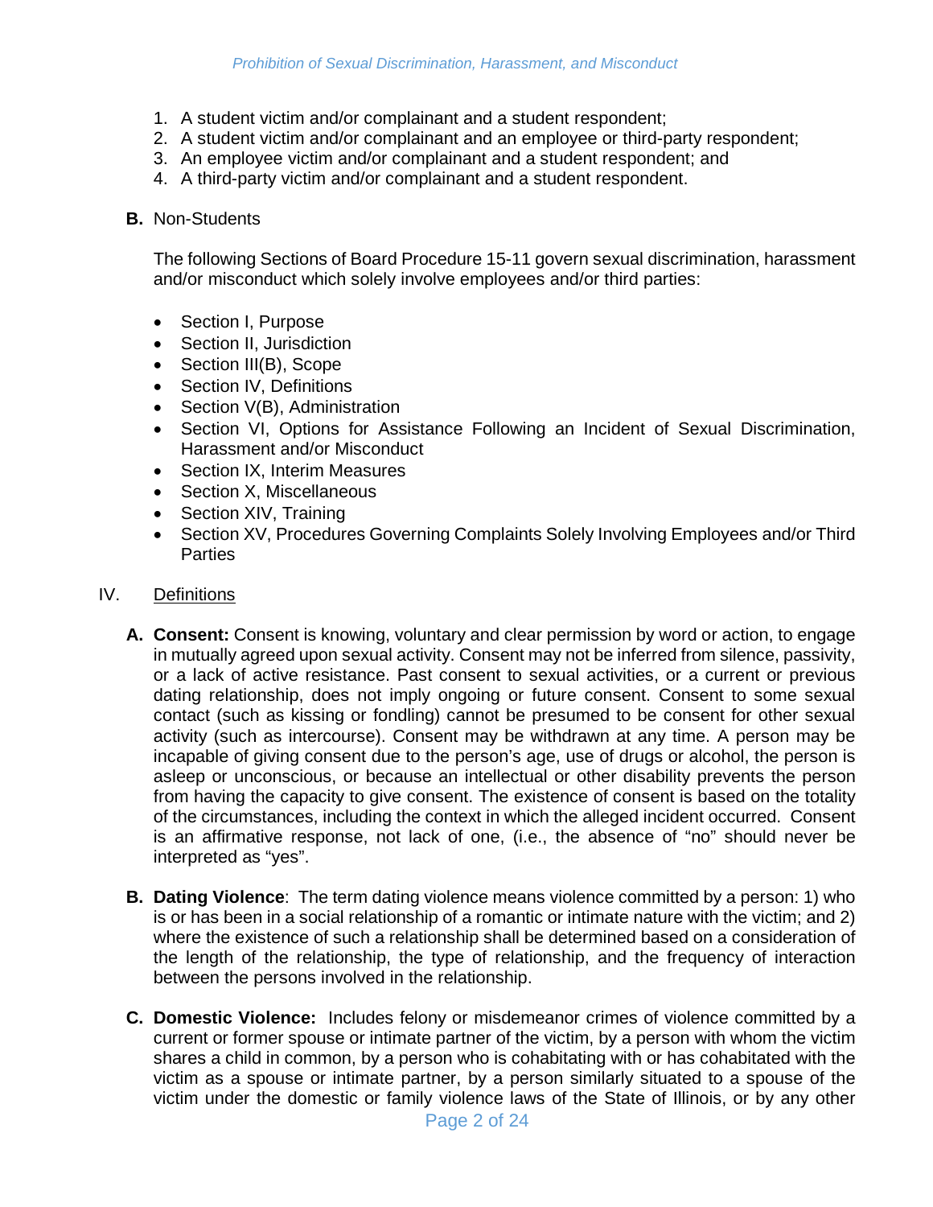1. A student victim and/or complainant and a student respondent;
2. A student victim and/or complainant and an employee or third-party respondent;
3. An employee victim and/or complainant and a student respondent; and
4. A third-party victim and/or complainant and a student respondent.

**B.** Non-Students

The following Sections of Board Procedure 15-11 govern sexual discrimination, harassment and/or misconduct which solely involve employees and/or third parties:

- Section I, Purpose
- Section II, Jurisdiction
- Section III(B), Scope
- Section IV, Definitions
- Section V(B), Administration
- Section VI, Options for Assistance Following an Incident of Sexual Discrimination, Harassment and/or Misconduct
- Section IX, Interim Measures
- Section X, Miscellaneous
- Section XIV, Training
- Section XV, Procedures Governing Complaints Solely Involving Employees and/or Third Parties

## IV. Definitions

**A. Consent:** Consent is knowing, voluntary and clear permission by word or action, to engage in mutually agreed upon sexual activity. Consent may not be inferred from silence, passivity, or a lack of active resistance. Past consent to sexual activities, or a current or previous dating relationship, does not imply ongoing or future consent. Consent to some sexual contact (such as kissing or fondling) cannot be presumed to be consent for other sexual activity (such as intercourse). Consent may be withdrawn at any time. A person may be incapable of giving consent due to the person's age, use of drugs or alcohol, the person is asleep or unconscious, or because an intellectual or other disability prevents the person from having the capacity to give consent. The existence of consent is based on the totality of the circumstances, including the context in which the alleged incident occurred. Consent is an affirmative response, not lack of one, (i.e., the absence of "no" should never be interpreted as "yes".

**B. Dating Violence**: The term dating violence means violence committed by a person: 1) who is or has been in a social relationship of a romantic or intimate nature with the victim; and 2) where the existence of such a relationship shall be determined based on a consideration of the length of the relationship, the type of relationship, and the frequency of interaction between the persons involved in the relationship.

**C. Domestic Violence:** Includes felony or misdemeanor crimes of violence committed by a current or former spouse or intimate partner of the victim, by a person with whom the victim shares a child in common, by a person who is cohabitating with or has cohabitated with the victim as a spouse or intimate partner, by a person similarly situated to a spouse of the victim under the domestic or family violence laws of the State of Illinois, or by any other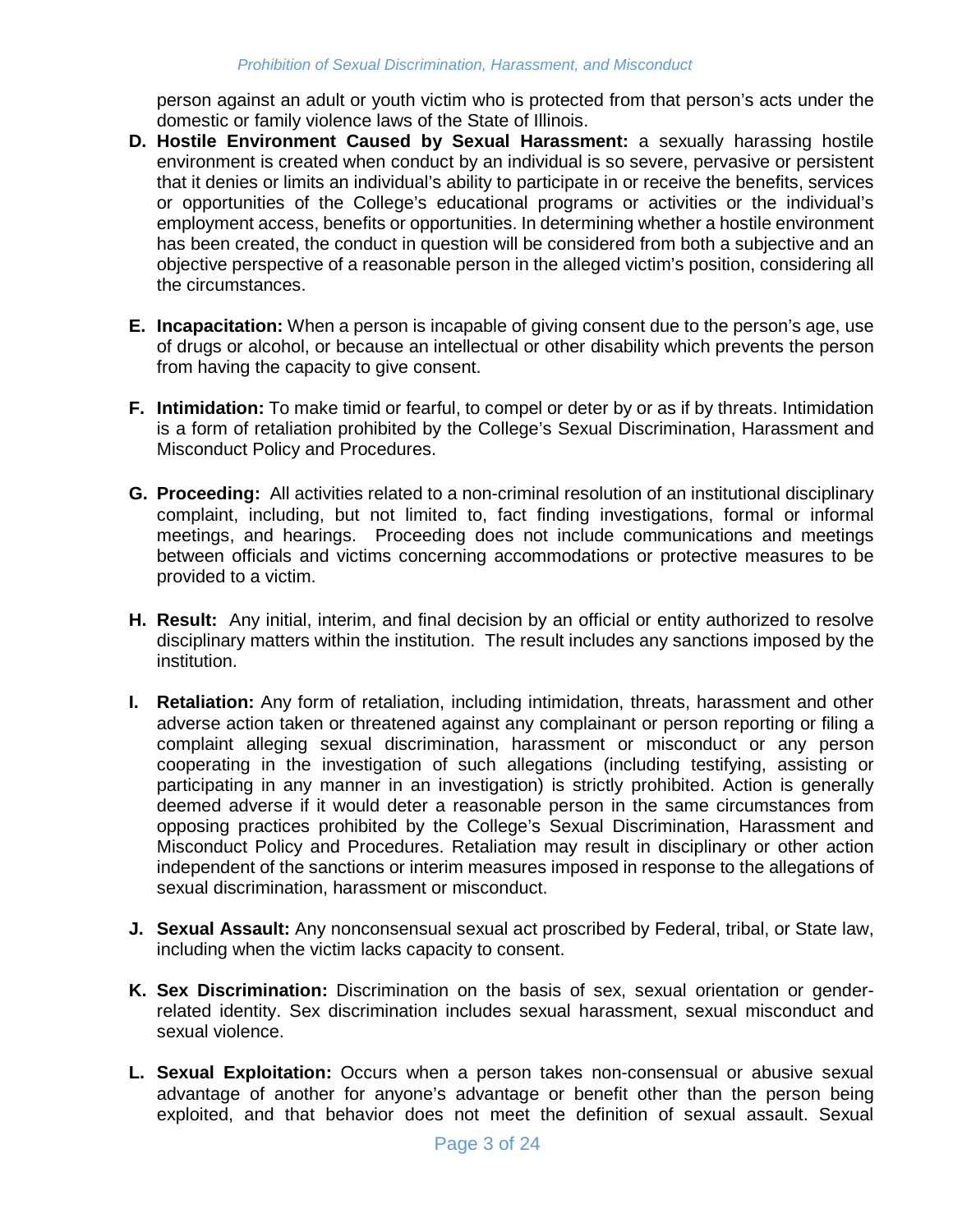person against an adult or youth victim who is protected from that person's acts under the domestic or family violence laws of the State of Illinois.

D. **Hostile Environment Caused by Sexual Harassment:** a sexually harassing hostile environment is created when conduct by an individual is so severe, pervasive or persistent that it denies or limits an individual's ability to participate in or receive the benefits, services or opportunities of the College's educational programs or activities or the individual's employment access, benefits or opportunities. In determining whether a hostile environment has been created, the conduct in question will be considered from both a subjective and an objective perspective of a reasonable person in the alleged victim's position, considering all the circumstances.

E. **Incapacitation:** When a person is incapable of giving consent due to the person's age, use of drugs or alcohol, or because an intellectual or other disability which prevents the person from having the capacity to give consent.

F. **Intimidation:** To make timid or fearful, to compel or deter by or as if by threats. Intimidation is a form of retaliation prohibited by the College's Sexual Discrimination, Harassment and Misconduct Policy and Procedures.

G. **Proceeding:** All activities related to a non-criminal resolution of an institutional disciplinary complaint, including, but not limited to, fact finding investigations, formal or informal meetings, and hearings. Proceeding does not include communications and meetings between officials and victims concerning accommodations or protective measures to be provided to a victim.

H. **Result:** Any initial, interim, and final decision by an official or entity authorized to resolve disciplinary matters within the institution. The result includes any sanctions imposed by the institution.

I. **Retaliation:** Any form of retaliation, including intimidation, threats, harassment and other adverse action taken or threatened against any complainant or person reporting or filing a complaint alleging sexual discrimination, harassment or misconduct or any person cooperating in the investigation of such allegations (including testifying, assisting or participating in any manner in an investigation) is strictly prohibited. Action is generally deemed adverse if it would deter a reasonable person in the same circumstances from opposing practices prohibited by the College's Sexual Discrimination, Harassment and Misconduct Policy and Procedures. Retaliation may result in disciplinary or other action independent of the sanctions or interim measures imposed in response to the allegations of sexual discrimination, harassment or misconduct.

J. **Sexual Assault:** Any nonconsensual sexual act proscribed by Federal, tribal, or State law, including when the victim lacks capacity to consent.

K. **Sex Discrimination:** Discrimination on the basis of sex, sexual orientation or gender-related identity. Sex discrimination includes sexual harassment, sexual misconduct and sexual violence.

L. **Sexual Exploitation:** Occurs when a person takes non-consensual or abusive sexual advantage of another for anyone's advantage or benefit other than the person being exploited, and that behavior does not meet the definition of sexual assault. Sexual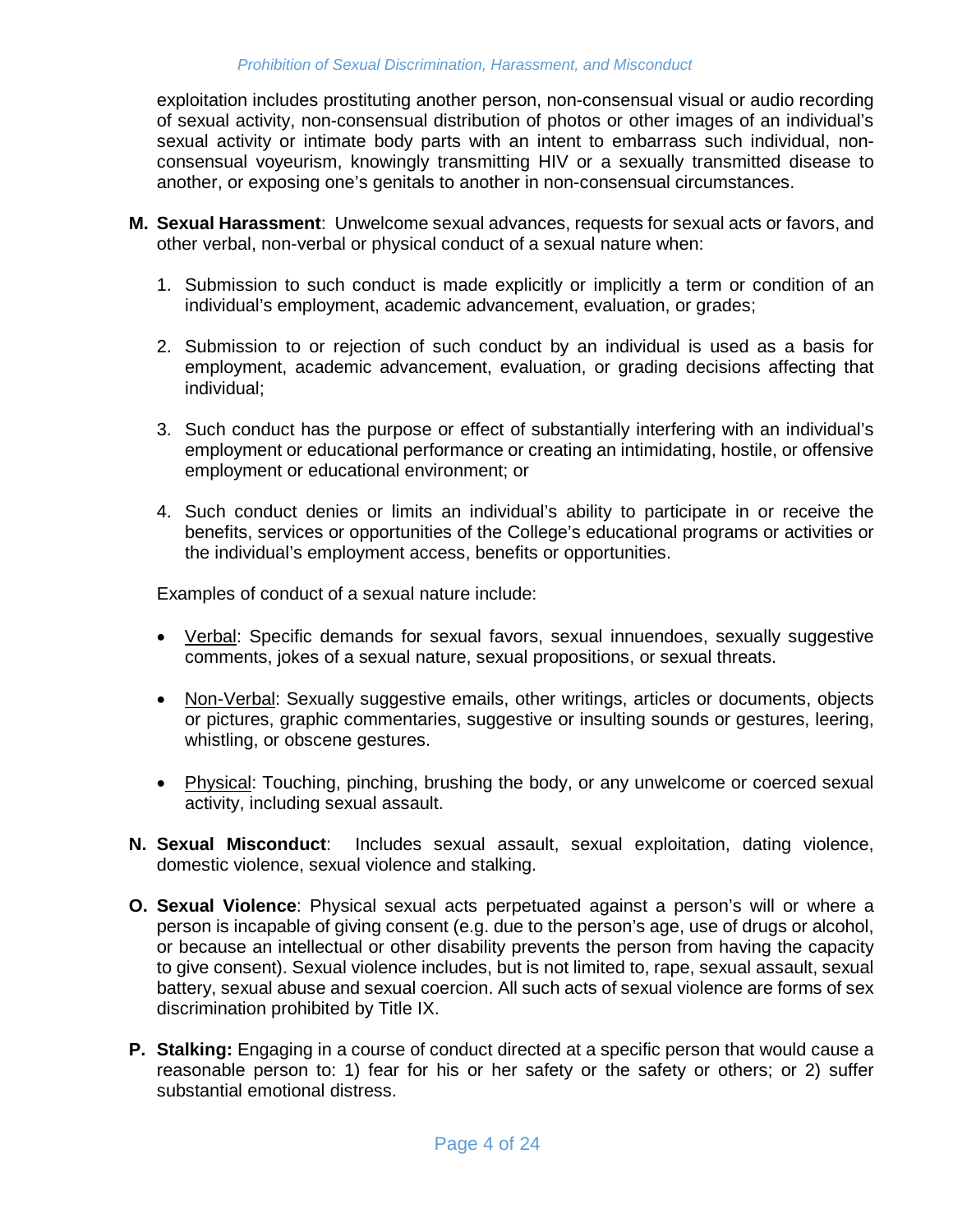exploitation includes prostituting another person, non-consensual visual or audio recording of sexual activity, non-consensual distribution of photos or other images of an individual's sexual activity or intimate body parts with an intent to embarrass such individual, non-consensual voyeurism, knowingly transmitting HIV or a sexually transmitted disease to another, or exposing one's genitals to another in non-consensual circumstances.

**M. Sexual Harassment**: Unwelcome sexual advances, requests for sexual acts or favors, and other verbal, non-verbal or physical conduct of a sexual nature when:

1. Submission to such conduct is made explicitly or implicitly a term or condition of an individual's employment, academic advancement, evaluation, or grades;

2. Submission to or rejection of such conduct by an individual is used as a basis for employment, academic advancement, evaluation, or grading decisions affecting that individual;

3. Such conduct has the purpose or effect of substantially interfering with an individual's employment or educational performance or creating an intimidating, hostile, or offensive employment or educational environment; or

4. Such conduct denies or limits an individual's ability to participate in or receive the benefits, services or opportunities of the College's educational programs or activities or the individual's employment access, benefits or opportunities.

Examples of conduct of a sexual nature include:

- Verbal: Specific demands for sexual favors, sexual innuendoes, sexually suggestive comments, jokes of a sexual nature, sexual propositions, or sexual threats.

- Non-Verbal: Sexually suggestive emails, other writings, articles or documents, objects or pictures, graphic commentaries, suggestive or insulting sounds or gestures, leering, whistling, or obscene gestures.

- Physical: Touching, pinching, brushing the body, or any unwelcome or coerced sexual activity, including sexual assault.

**N. Sexual Misconduct**: Includes sexual assault, sexual exploitation, dating violence, domestic violence, sexual violence and stalking.

**O. Sexual Violence**: Physical sexual acts perpetuated against a person's will or where a person is incapable of giving consent (e.g. due to the person's age, use of drugs or alcohol, or because an intellectual or other disability prevents the person from having the capacity to give consent). Sexual violence includes, but is not limited to, rape, sexual assault, sexual battery, sexual abuse and sexual coercion. All such acts of sexual violence are forms of sex discrimination prohibited by Title IX.

**P. Stalking:** Engaging in a course of conduct directed at a specific person that would cause a reasonable person to: 1) fear for his or her safety or the safety or others; or 2) suffer substantial emotional distress.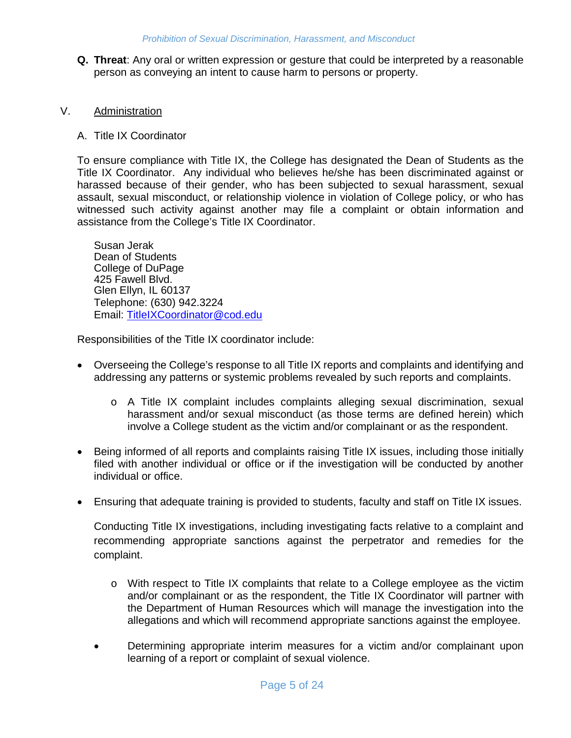**Q. Threat**: Any oral or written expression or gesture that could be interpreted by a reasonable person as conveying an intent to cause harm to persons or property.

## V. Administration

### A. Title IX Coordinator

To ensure compliance with Title IX, the College has designated the Dean of Students as the Title IX Coordinator. Any individual who believes he/she has been discriminated against or harassed because of their gender, who has been subjected to sexual harassment, sexual assault, sexual misconduct, or relationship violence in violation of College policy, or who has witnessed such activity against another may file a complaint or obtain information and assistance from the College's Title IX Coordinator.

Susan Jerak
Dean of Students
College of DuPage
425 Fawell Blvd.
Glen Ellyn, IL 60137
Telephone: (630) 942.3224
Email: TitleIXCoordinator@cod.edu

Responsibilities of the Title IX coordinator include:

- Overseeing the College's response to all Title IX reports and complaints and identifying and addressing any patterns or systemic problems revealed by such reports and complaints.
  - A Title IX complaint includes complaints alleging sexual discrimination, sexual harassment and/or sexual misconduct (as those terms are defined herein) which involve a College student as the victim and/or complainant or as the respondent.
- Being informed of all reports and complaints raising Title IX issues, including those initially filed with another individual or office or if the investigation will be conducted by another individual or office.
- Ensuring that adequate training is provided to students, faculty and staff on Title IX issues.

  Conducting Title IX investigations, including investigating facts relative to a complaint and recommending appropriate sanctions against the perpetrator and remedies for the complaint.

  - With respect to Title IX complaints that relate to a College employee as the victim and/or complainant or as the respondent, the Title IX Coordinator will partner with the Department of Human Resources which will manage the investigation into the allegations and which will recommend appropriate sanctions against the employee.
- Determining appropriate interim measures for a victim and/or complainant upon learning of a report or complaint of sexual violence.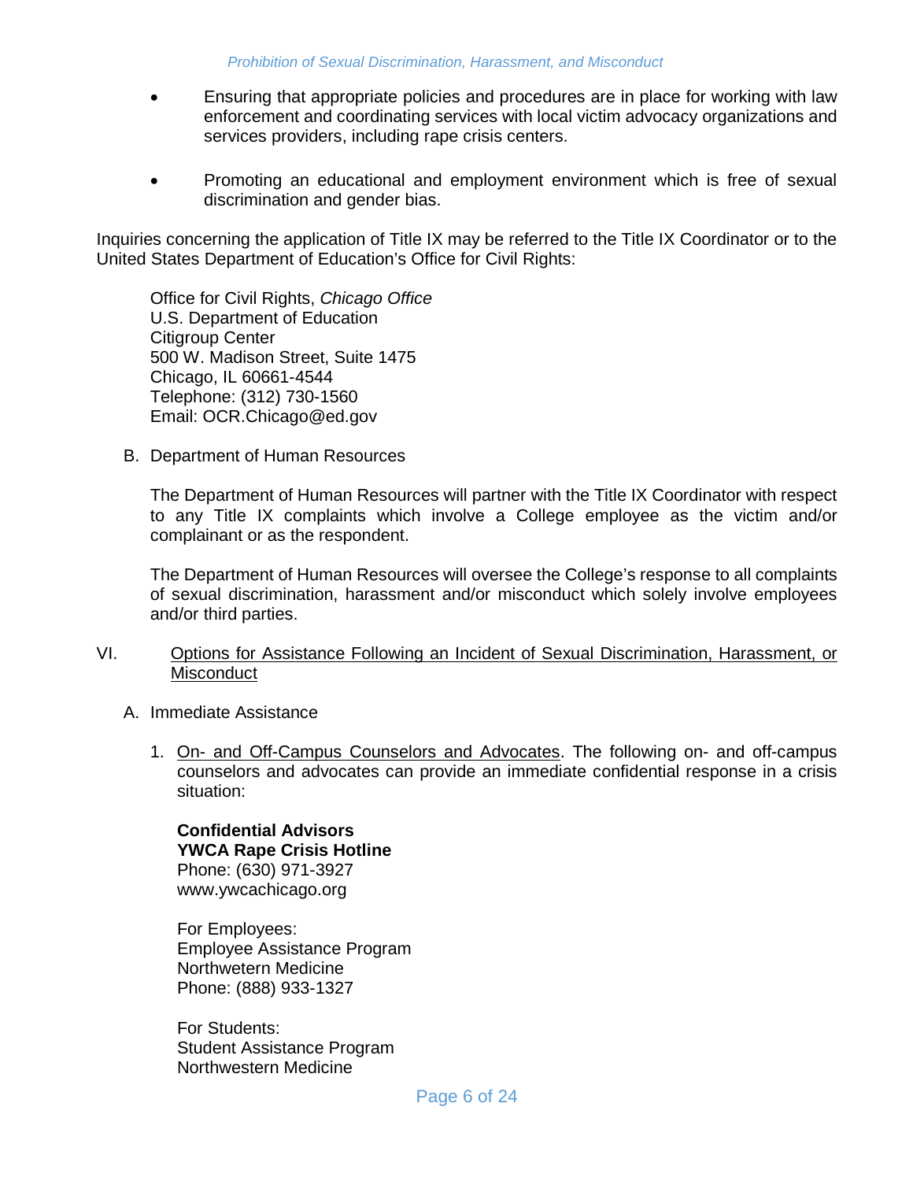- Ensuring that appropriate policies and procedures are in place for working with law enforcement and coordinating services with local victim advocacy organizations and services providers, including rape crisis centers.

- Promoting an educational and employment environment which is free of sexual discrimination and gender bias.

Inquiries concerning the application of Title IX may be referred to the Title IX Coordinator or to the United States Department of Education's Office for Civil Rights:

Office for Civil Rights, *Chicago Office*
U.S. Department of Education
Citigroup Center
500 W. Madison Street, Suite 1475
Chicago, IL 60661-4544
Telephone: (312) 730-1560
Email: OCR.Chicago@ed.gov

B. Department of Human Resources

The Department of Human Resources will partner with the Title IX Coordinator with respect to any Title IX complaints which involve a College employee as the victim and/or complainant or as the respondent.

The Department of Human Resources will oversee the College's response to all complaints of sexual discrimination, harassment and/or misconduct which solely involve employees and/or third parties.

VI. <u>Options for Assistance Following an Incident of Sexual Discrimination, Harassment, or Misconduct</u>

A. Immediate Assistance

1. <u>On- and Off-Campus Counselors and Advocates</u>. The following on- and off-campus counselors and advocates can provide an immediate confidential response in a crisis situation:

**Confidential Advisors**
**YWCA Rape Crisis Hotline**
Phone: (630) 971-3927
www.ywcachicago.org

For Employees:
Employee Assistance Program
Northwetern Medicine
Phone: (888) 933-1327

For Students:
Student Assistance Program
Northwestern Medicine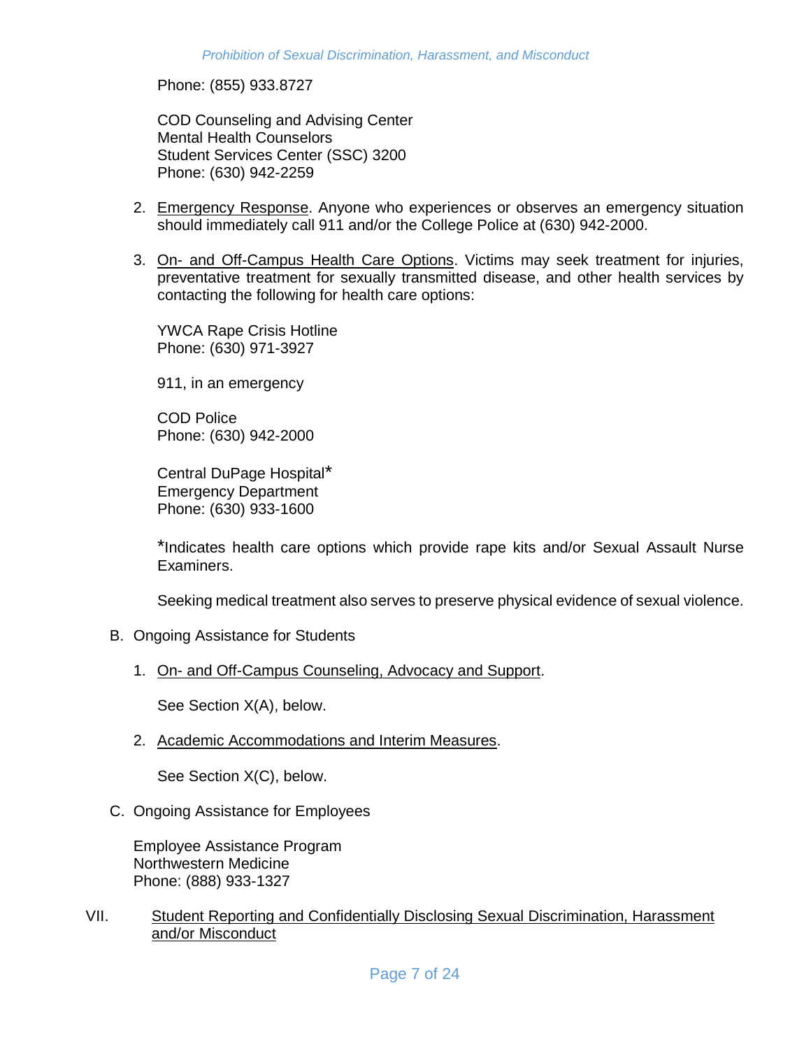Phone: (855) 933.8727

COD Counseling and Advising Center
Mental Health Counselors
Student Services Center (SSC) 3200
Phone: (630) 942-2259

2. <u>Emergency Response</u>. Anyone who experiences or observes an emergency situation should immediately call 911 and/or the College Police at (630) 942-2000.

3. <u>On- and Off-Campus Health Care Options</u>. Victims may seek treatment for injuries, preventative treatment for sexually transmitted disease, and other health services by contacting the following for health care options:

   YWCA Rape Crisis Hotline
   Phone: (630) 971-3927

   911, in an emergency

   COD Police
   Phone: (630) 942-2000

   Central DuPage Hospital*
   Emergency Department
   Phone: (630) 933-1600

   *Indicates health care options which provide rape kits and/or Sexual Assault Nurse Examiners.

   Seeking medical treatment also serves to preserve physical evidence of sexual violence.

B. Ongoing Assistance for Students

1. <u>On- and Off-Campus Counseling, Advocacy and Support</u>.

   See Section X(A), below.

2. <u>Academic Accommodations and Interim Measures</u>.

   See Section X(C), below.

C. Ongoing Assistance for Employees

Employee Assistance Program
Northwestern Medicine
Phone: (888) 933-1327

## VII. <u>Student Reporting and Confidentially Disclosing Sexual Discrimination, Harassment and/or Misconduct</u>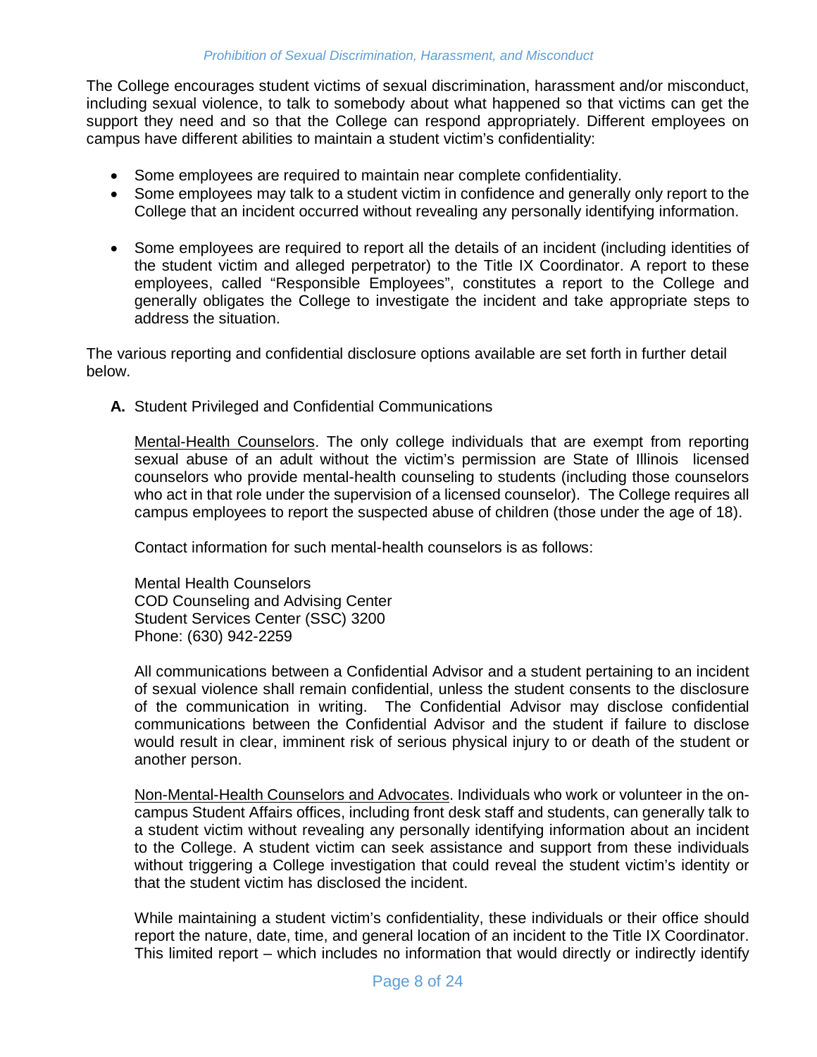The College encourages student victims of sexual discrimination, harassment and/or misconduct, including sexual violence, to talk to somebody about what happened so that victims can get the support they need and so that the College can respond appropriately. Different employees on campus have different abilities to maintain a student victim's confidentiality:

- Some employees are required to maintain near complete confidentiality.
- Some employees may talk to a student victim in confidence and generally only report to the College that an incident occurred without revealing any personally identifying information.
- Some employees are required to report all the details of an incident (including identities of the student victim and alleged perpetrator) to the Title IX Coordinator. A report to these employees, called "Responsible Employees", constitutes a report to the College and generally obligates the College to investigate the incident and take appropriate steps to address the situation.

The various reporting and confidential disclosure options available are set forth in further detail below.

**A.** Student Privileged and Confidential Communications

<u>Mental-Health Counselors</u>. The only college individuals that are exempt from reporting sexual abuse of an adult without the victim's permission are State of Illinois licensed counselors who provide mental-health counseling to students (including those counselors who act in that role under the supervision of a licensed counselor). The College requires all campus employees to report the suspected abuse of children (those under the age of 18).

Contact information for such mental-health counselors is as follows:

Mental Health Counselors
COD Counseling and Advising Center
Student Services Center (SSC) 3200
Phone: (630) 942-2259

All communications between a Confidential Advisor and a student pertaining to an incident of sexual violence shall remain confidential, unless the student consents to the disclosure of the communication in writing. The Confidential Advisor may disclose confidential communications between the Confidential Advisor and the student if failure to disclose would result in clear, imminent risk of serious physical injury to or death of the student or another person.

<u>Non-Mental-Health Counselors and Advocates</u>. Individuals who work or volunteer in the on-campus Student Affairs offices, including front desk staff and students, can generally talk to a student victim without revealing any personally identifying information about an incident to the College. A student victim can seek assistance and support from these individuals without triggering a College investigation that could reveal the student victim's identity or that the student victim has disclosed the incident.

While maintaining a student victim's confidentiality, these individuals or their office should report the nature, date, time, and general location of an incident to the Title IX Coordinator. This limited report – which includes no information that would directly or indirectly identify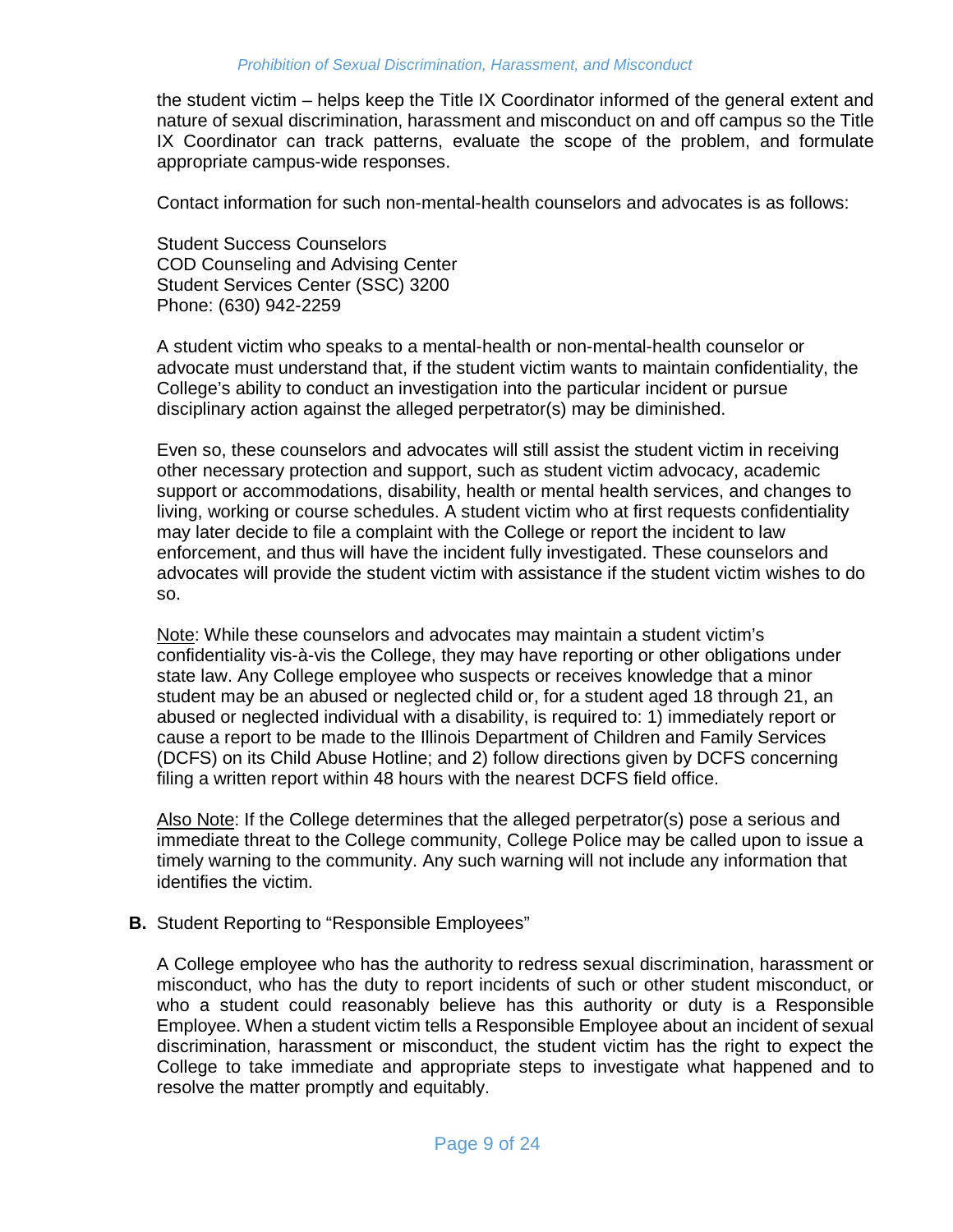the student victim – helps keep the Title IX Coordinator informed of the general extent and nature of sexual discrimination, harassment and misconduct on and off campus so the Title IX Coordinator can track patterns, evaluate the scope of the problem, and formulate appropriate campus-wide responses.

Contact information for such non-mental-health counselors and advocates is as follows:

Student Success Counselors
COD Counseling and Advising Center
Student Services Center (SSC) 3200
Phone: (630) 942-2259

A student victim who speaks to a mental-health or non-mental-health counselor or advocate must understand that, if the student victim wants to maintain confidentiality, the College's ability to conduct an investigation into the particular incident or pursue disciplinary action against the alleged perpetrator(s) may be diminished.

Even so, these counselors and advocates will still assist the student victim in receiving other necessary protection and support, such as student victim advocacy, academic support or accommodations, disability, health or mental health services, and changes to living, working or course schedules. A student victim who at first requests confidentiality may later decide to file a complaint with the College or report the incident to law enforcement, and thus will have the incident fully investigated. These counselors and advocates will provide the student victim with assistance if the student victim wishes to do so.

Note: While these counselors and advocates may maintain a student victim's confidentiality vis-à-vis the College, they may have reporting or other obligations under state law. Any College employee who suspects or receives knowledge that a minor student may be an abused or neglected child or, for a student aged 18 through 21, an abused or neglected individual with a disability, is required to: 1) immediately report or cause a report to be made to the Illinois Department of Children and Family Services (DCFS) on its Child Abuse Hotline; and 2) follow directions given by DCFS concerning filing a written report within 48 hours with the nearest DCFS field office.

Also Note: If the College determines that the alleged perpetrator(s) pose a serious and immediate threat to the College community, College Police may be called upon to issue a timely warning to the community. Any such warning will not include any information that identifies the victim.

**B.** Student Reporting to "Responsible Employees"

A College employee who has the authority to redress sexual discrimination, harassment or misconduct, who has the duty to report incidents of such or other student misconduct, or who a student could reasonably believe has this authority or duty is a Responsible Employee. When a student victim tells a Responsible Employee about an incident of sexual discrimination, harassment or misconduct, the student victim has the right to expect the College to take immediate and appropriate steps to investigate what happened and to resolve the matter promptly and equitably.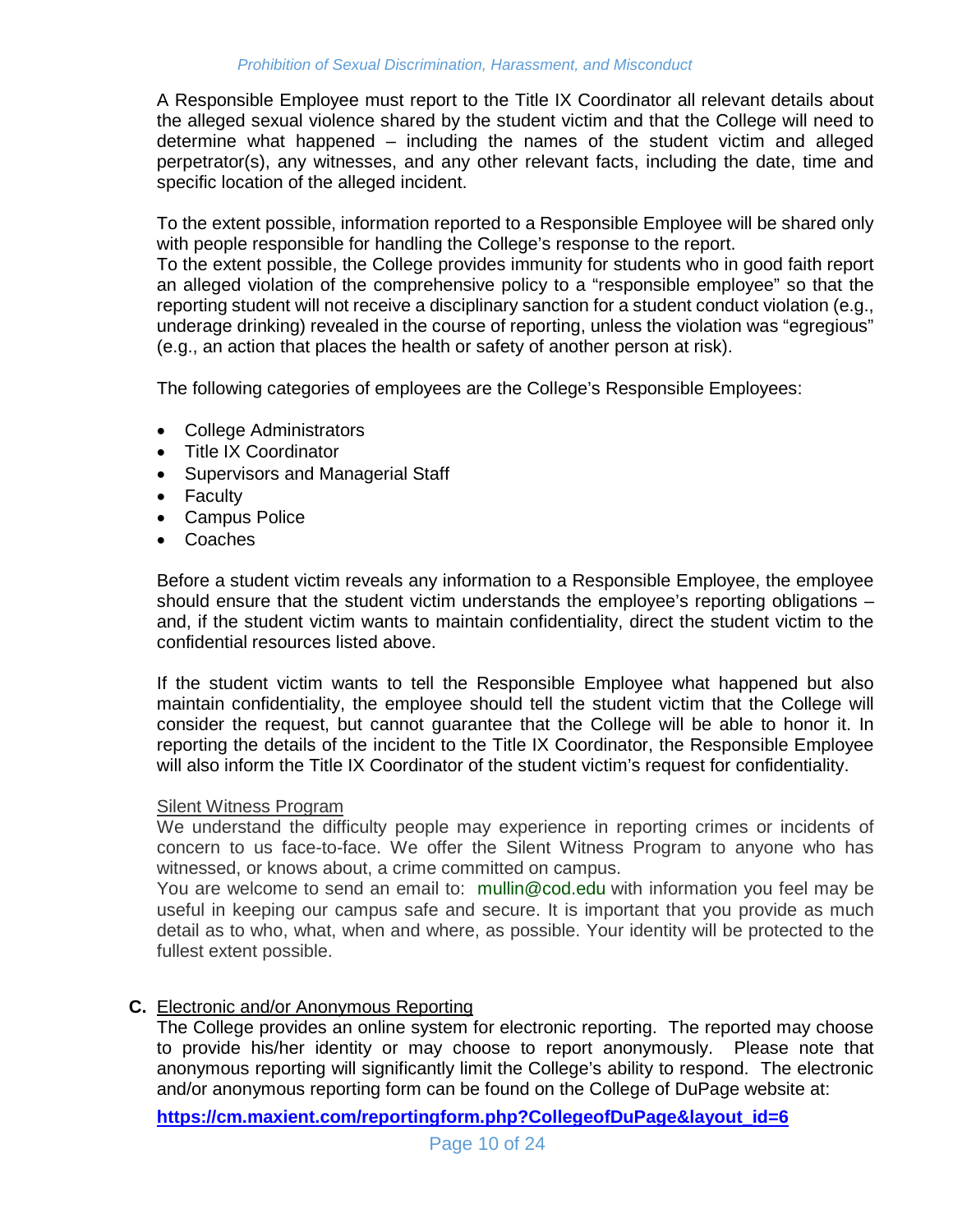A Responsible Employee must report to the Title IX Coordinator all relevant details about the alleged sexual violence shared by the student victim and that the College will need to determine what happened – including the names of the student victim and alleged perpetrator(s), any witnesses, and any other relevant facts, including the date, time and specific location of the alleged incident.

To the extent possible, information reported to a Responsible Employee will be shared only with people responsible for handling the College's response to the report.
To the extent possible, the College provides immunity for students who in good faith report an alleged violation of the comprehensive policy to a "responsible employee" so that the reporting student will not receive a disciplinary sanction for a student conduct violation (e.g., underage drinking) revealed in the course of reporting, unless the violation was "egregious" (e.g., an action that places the health or safety of another person at risk).

The following categories of employees are the College's Responsible Employees:

- College Administrators
- Title IX Coordinator
- Supervisors and Managerial Staff
- Faculty
- Campus Police
- Coaches

Before a student victim reveals any information to a Responsible Employee, the employee should ensure that the student victim understands the employee's reporting obligations – and, if the student victim wants to maintain confidentiality, direct the student victim to the confidential resources listed above.

If the student victim wants to tell the Responsible Employee what happened but also maintain confidentiality, the employee should tell the student victim that the College will consider the request, but cannot guarantee that the College will be able to honor it. In reporting the details of the incident to the Title IX Coordinator, the Responsible Employee will also inform the Title IX Coordinator of the student victim's request for confidentiality.

<u>Silent Witness Program</u>
We understand the difficulty people may experience in reporting crimes or incidents of concern to us face-to-face. We offer the Silent Witness Program to anyone who has witnessed, or knows about, a crime committed on campus.
You are welcome to send an email to: mullin@cod.edu with information you feel may be useful in keeping our campus safe and secure. It is important that you provide as much detail as to who, what, when and where, as possible. Your identity will be protected to the fullest extent possible.

**C.** <u>Electronic and/or Anonymous Reporting</u>
The College provides an online system for electronic reporting. The reported may choose to provide his/her identity or may choose to report anonymously. Please note that anonymous reporting will significantly limit the College's ability to respond. The electronic and/or anonymous reporting form can be found on the College of DuPage website at:

**https://cm.maxient.com/reportingform.php?CollegeofDuPage&layout_id=6**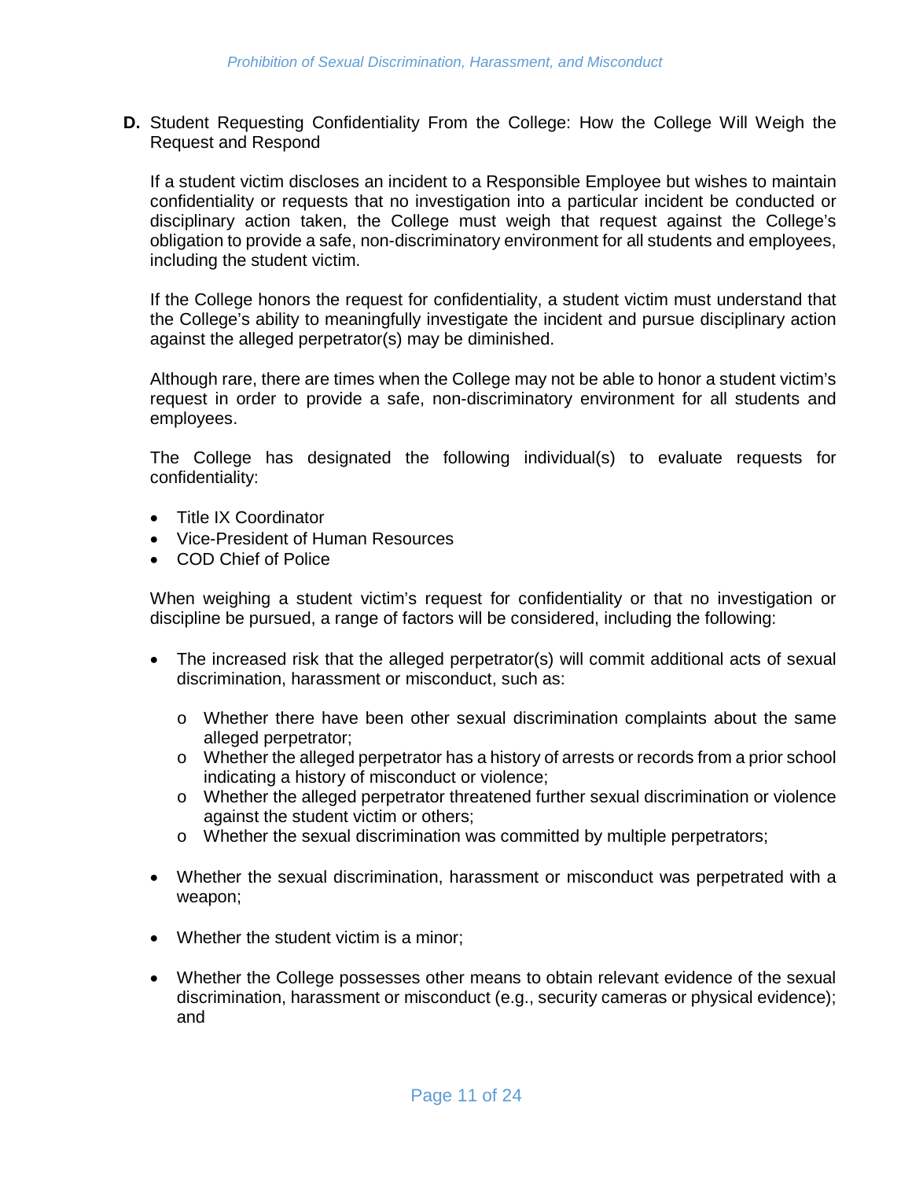**D.** Student Requesting Confidentiality From the College: How the College Will Weigh the Request and Respond

If a student victim discloses an incident to a Responsible Employee but wishes to maintain confidentiality or requests that no investigation into a particular incident be conducted or disciplinary action taken, the College must weigh that request against the College's obligation to provide a safe, non-discriminatory environment for all students and employees, including the student victim.

If the College honors the request for confidentiality, a student victim must understand that the College's ability to meaningfully investigate the incident and pursue disciplinary action against the alleged perpetrator(s) may be diminished.

Although rare, there are times when the College may not be able to honor a student victim's request in order to provide a safe, non-discriminatory environment for all students and employees.

The College has designated the following individual(s) to evaluate requests for confidentiality:

- Title IX Coordinator
- Vice-President of Human Resources
- COD Chief of Police

When weighing a student victim's request for confidentiality or that no investigation or discipline be pursued, a range of factors will be considered, including the following:

- The increased risk that the alleged perpetrator(s) will commit additional acts of sexual discrimination, harassment or misconduct, such as:
    - Whether there have been other sexual discrimination complaints about the same alleged perpetrator;
    - Whether the alleged perpetrator has a history of arrests or records from a prior school indicating a history of misconduct or violence;
    - Whether the alleged perpetrator threatened further sexual discrimination or violence against the student victim or others;
    - Whether the sexual discrimination was committed by multiple perpetrators;

- Whether the sexual discrimination, harassment or misconduct was perpetrated with a weapon;

- Whether the student victim is a minor;

- Whether the College possesses other means to obtain relevant evidence of the sexual discrimination, harassment or misconduct (e.g., security cameras or physical evidence); and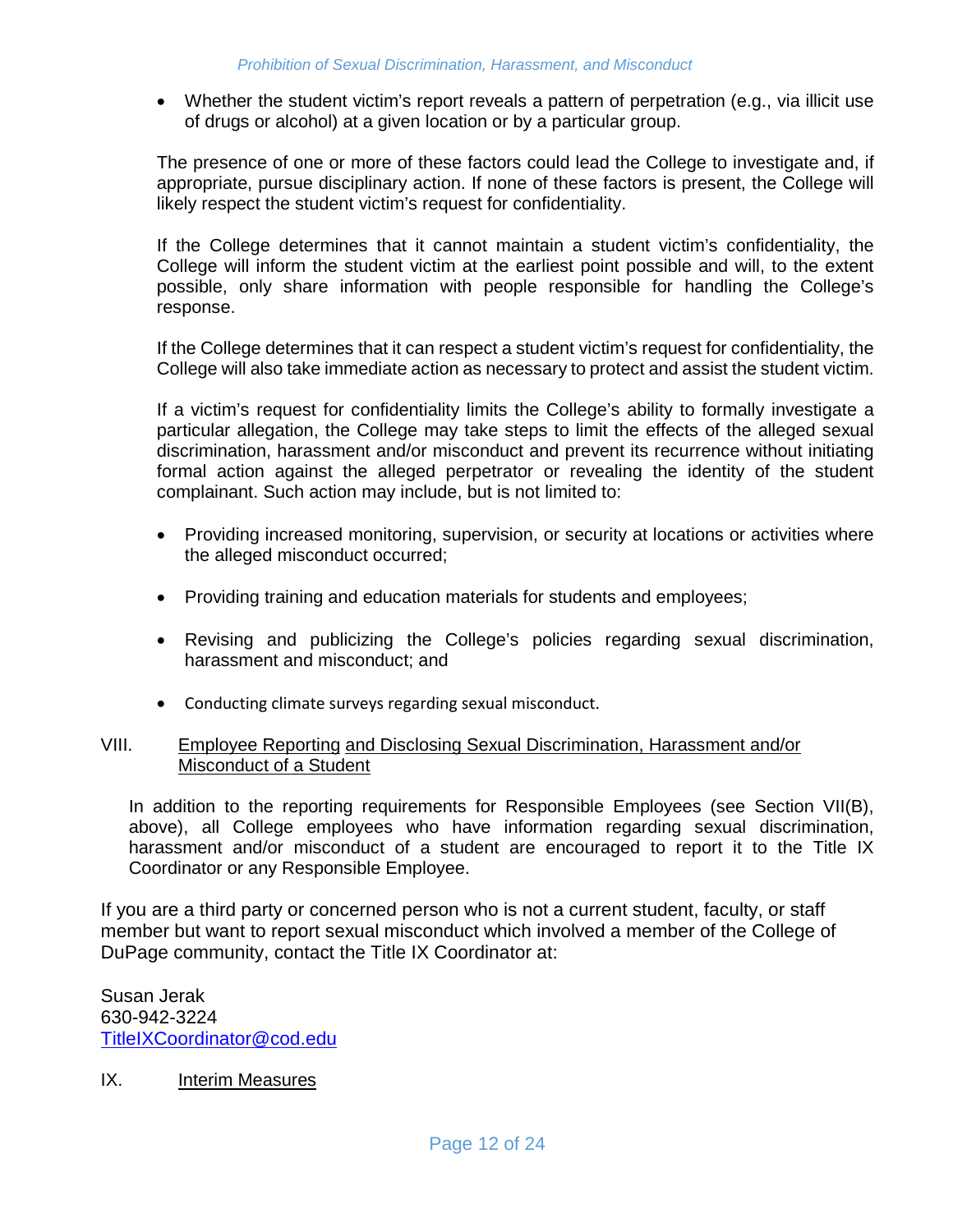- Whether the student victim's report reveals a pattern of perpetration (e.g., via illicit use of drugs or alcohol) at a given location or by a particular group.

The presence of one or more of these factors could lead the College to investigate and, if appropriate, pursue disciplinary action. If none of these factors is present, the College will likely respect the student victim's request for confidentiality.

If the College determines that it cannot maintain a student victim's confidentiality, the College will inform the student victim at the earliest point possible and will, to the extent possible, only share information with people responsible for handling the College's response.

If the College determines that it can respect a student victim's request for confidentiality, the College will also take immediate action as necessary to protect and assist the student victim.

If a victim's request for confidentiality limits the College's ability to formally investigate a particular allegation, the College may take steps to limit the effects of the alleged sexual discrimination, harassment and/or misconduct and prevent its recurrence without initiating formal action against the alleged perpetrator or revealing the identity of the student complainant. Such action may include, but is not limited to:

- Providing increased monitoring, supervision, or security at locations or activities where the alleged misconduct occurred;
- Providing training and education materials for students and employees;
- Revising and publicizing the College's policies regarding sexual discrimination, harassment and misconduct; and
- Conducting climate surveys regarding sexual misconduct.

## VIII. Employee Reporting and Disclosing Sexual Discrimination, Harassment and/or Misconduct of a Student

In addition to the reporting requirements for Responsible Employees (see Section VII(B), above), all College employees who have information regarding sexual discrimination, harassment and/or misconduct of a student are encouraged to report it to the Title IX Coordinator or any Responsible Employee.

If you are a third party or concerned person who is not a current student, faculty, or staff member but want to report sexual misconduct which involved a member of the College of DuPage community, contact the Title IX Coordinator at:

Susan Jerak
630-942-3224
TitleIXCoordinator@cod.edu

## IX. Interim Measures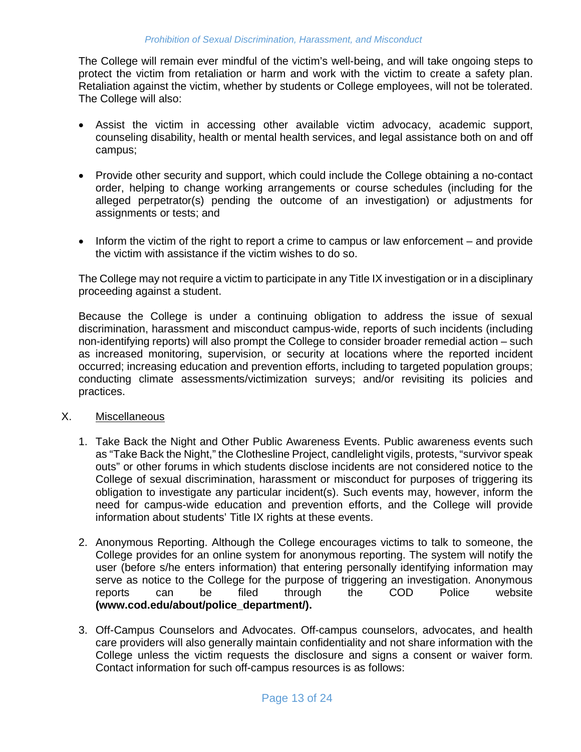The College will remain ever mindful of the victim's well-being, and will take ongoing steps to protect the victim from retaliation or harm and work with the victim to create a safety plan. Retaliation against the victim, whether by students or College employees, will not be tolerated. The College will also:

- Assist the victim in accessing other available victim advocacy, academic support, counseling disability, health or mental health services, and legal assistance both on and off campus;

- Provide other security and support, which could include the College obtaining a no-contact order, helping to change working arrangements or course schedules (including for the alleged perpetrator(s) pending the outcome of an investigation) or adjustments for assignments or tests; and

- Inform the victim of the right to report a crime to campus or law enforcement – and provide the victim with assistance if the victim wishes to do so.

The College may not require a victim to participate in any Title IX investigation or in a disciplinary proceeding against a student.

Because the College is under a continuing obligation to address the issue of sexual discrimination, harassment and misconduct campus-wide, reports of such incidents (including non-identifying reports) will also prompt the College to consider broader remedial action – such as increased monitoring, supervision, or security at locations where the reported incident occurred; increasing education and prevention efforts, including to targeted population groups; conducting climate assessments/victimization surveys; and/or revisiting its policies and practices.

X. <u>Miscellaneous</u>

1. Take Back the Night and Other Public Awareness Events. Public awareness events such as "Take Back the Night," the Clothesline Project, candlelight vigils, protests, "survivor speak outs" or other forums in which students disclose incidents are not considered notice to the College of sexual discrimination, harassment or misconduct for purposes of triggering its obligation to investigate any particular incident(s). Such events may, however, inform the need for campus-wide education and prevention efforts, and the College will provide information about students' Title IX rights at these events.

2. Anonymous Reporting. Although the College encourages victims to talk to someone, the College provides for an online system for anonymous reporting. The system will notify the user (before s/he enters information) that entering personally identifying information may serve as notice to the College for the purpose of triggering an investigation. Anonymous reports can be filed through the COD Police website **(www.cod.edu/about/police_department/).**

3. Off-Campus Counselors and Advocates. Off-campus counselors, advocates, and health care providers will also generally maintain confidentiality and not share information with the College unless the victim requests the disclosure and signs a consent or waiver form. Contact information for such off-campus resources is as follows: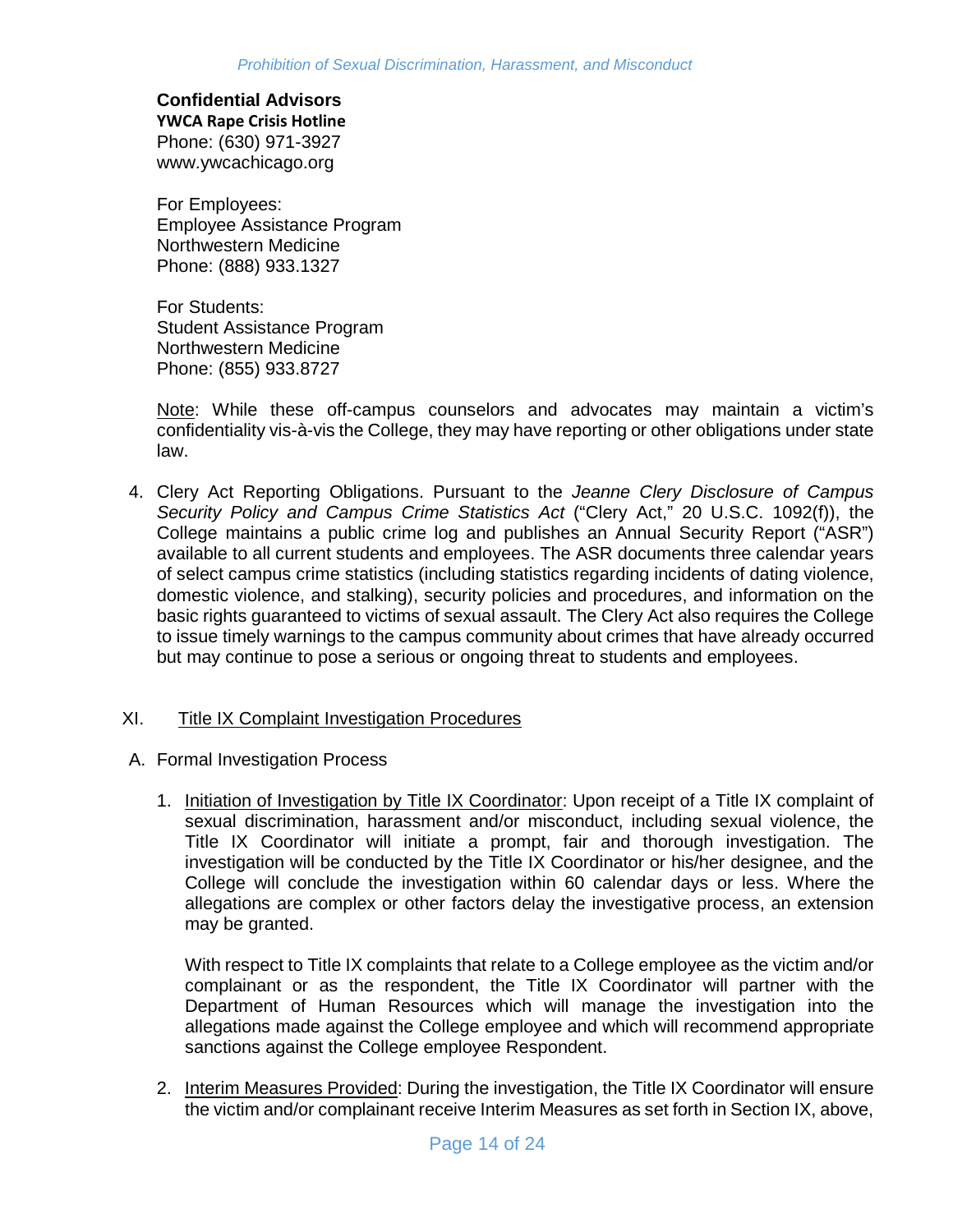**Confidential Advisors**
**YWCA Rape Crisis Hotline**
Phone: (630) 971-3927
www.ywcachicago.org

For Employees:
Employee Assistance Program
Northwestern Medicine
Phone: (888) 933.1327

For Students:
Student Assistance Program
Northwestern Medicine
Phone: (855) 933.8727

Note: While these off-campus counselors and advocates may maintain a victim's confidentiality vis-à-vis the College, they may have reporting or other obligations under state law.

4. Clery Act Reporting Obligations. Pursuant to the *Jeanne Clery Disclosure of Campus Security Policy and Campus Crime Statistics Act* ("Clery Act," 20 U.S.C. 1092(f)), the College maintains a public crime log and publishes an Annual Security Report ("ASR") available to all current students and employees. The ASR documents three calendar years of select campus crime statistics (including statistics regarding incidents of dating violence, domestic violence, and stalking), security policies and procedures, and information on the basic rights guaranteed to victims of sexual assault. The Clery Act also requires the College to issue timely warnings to the campus community about crimes that have already occurred but may continue to pose a serious or ongoing threat to students and employees.

## XI. Title IX Complaint Investigation Procedures

A. Formal Investigation Process

1. Initiation of Investigation by Title IX Coordinator: Upon receipt of a Title IX complaint of sexual discrimination, harassment and/or misconduct, including sexual violence, the Title IX Coordinator will initiate a prompt, fair and thorough investigation. The investigation will be conducted by the Title IX Coordinator or his/her designee, and the College will conclude the investigation within 60 calendar days or less. Where the allegations are complex or other factors delay the investigative process, an extension may be granted.

   With respect to Title IX complaints that relate to a College employee as the victim and/or complainant or as the respondent, the Title IX Coordinator will partner with the Department of Human Resources which will manage the investigation into the allegations made against the College employee and which will recommend appropriate sanctions against the College employee Respondent.

2. Interim Measures Provided: During the investigation, the Title IX Coordinator will ensure the victim and/or complainant receive Interim Measures as set forth in Section IX, above,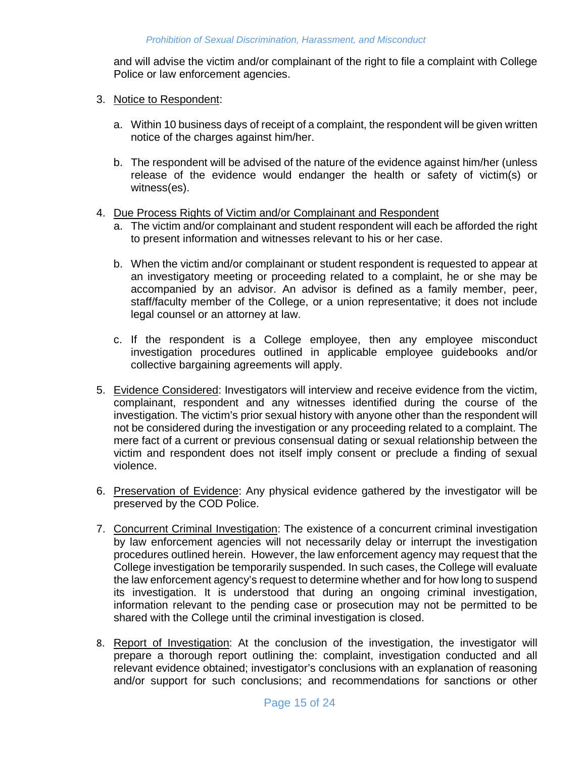and will advise the victim and/or complainant of the right to file a complaint with College Police or law enforcement agencies.

3. <u>Notice to Respondent</u>:

   a. Within 10 business days of receipt of a complaint, the respondent will be given written notice of the charges against him/her.

   b. The respondent will be advised of the nature of the evidence against him/her (unless release of the evidence would endanger the health or safety of victim(s) or witness(es).

4. <u>Due Process Rights of Victim and/or Complainant and Respondent</u>

   a. The victim and/or complainant and student respondent will each be afforded the right to present information and witnesses relevant to his or her case.

   b. When the victim and/or complainant or student respondent is requested to appear at an investigatory meeting or proceeding related to a complaint, he or she may be accompanied by an advisor. An advisor is defined as a family member, peer, staff/faculty member of the College, or a union representative; it does not include legal counsel or an attorney at law.

   c. If the respondent is a College employee, then any employee misconduct investigation procedures outlined in applicable employee guidebooks and/or collective bargaining agreements will apply.

5. <u>Evidence Considered</u>: Investigators will interview and receive evidence from the victim, complainant, respondent and any witnesses identified during the course of the investigation. The victim's prior sexual history with anyone other than the respondent will not be considered during the investigation or any proceeding related to a complaint. The mere fact of a current or previous consensual dating or sexual relationship between the victim and respondent does not itself imply consent or preclude a finding of sexual violence.

6. <u>Preservation of Evidence</u>: Any physical evidence gathered by the investigator will be preserved by the COD Police.

7. <u>Concurrent Criminal Investigation</u>: The existence of a concurrent criminal investigation by law enforcement agencies will not necessarily delay or interrupt the investigation procedures outlined herein. However, the law enforcement agency may request that the College investigation be temporarily suspended. In such cases, the College will evaluate the law enforcement agency's request to determine whether and for how long to suspend its investigation. It is understood that during an ongoing criminal investigation, information relevant to the pending case or prosecution may not be permitted to be shared with the College until the criminal investigation is closed.

8. <u>Report of Investigation</u>: At the conclusion of the investigation, the investigator will prepare a thorough report outlining the: complaint, investigation conducted and all relevant evidence obtained; investigator's conclusions with an explanation of reasoning and/or support for such conclusions; and recommendations for sanctions or other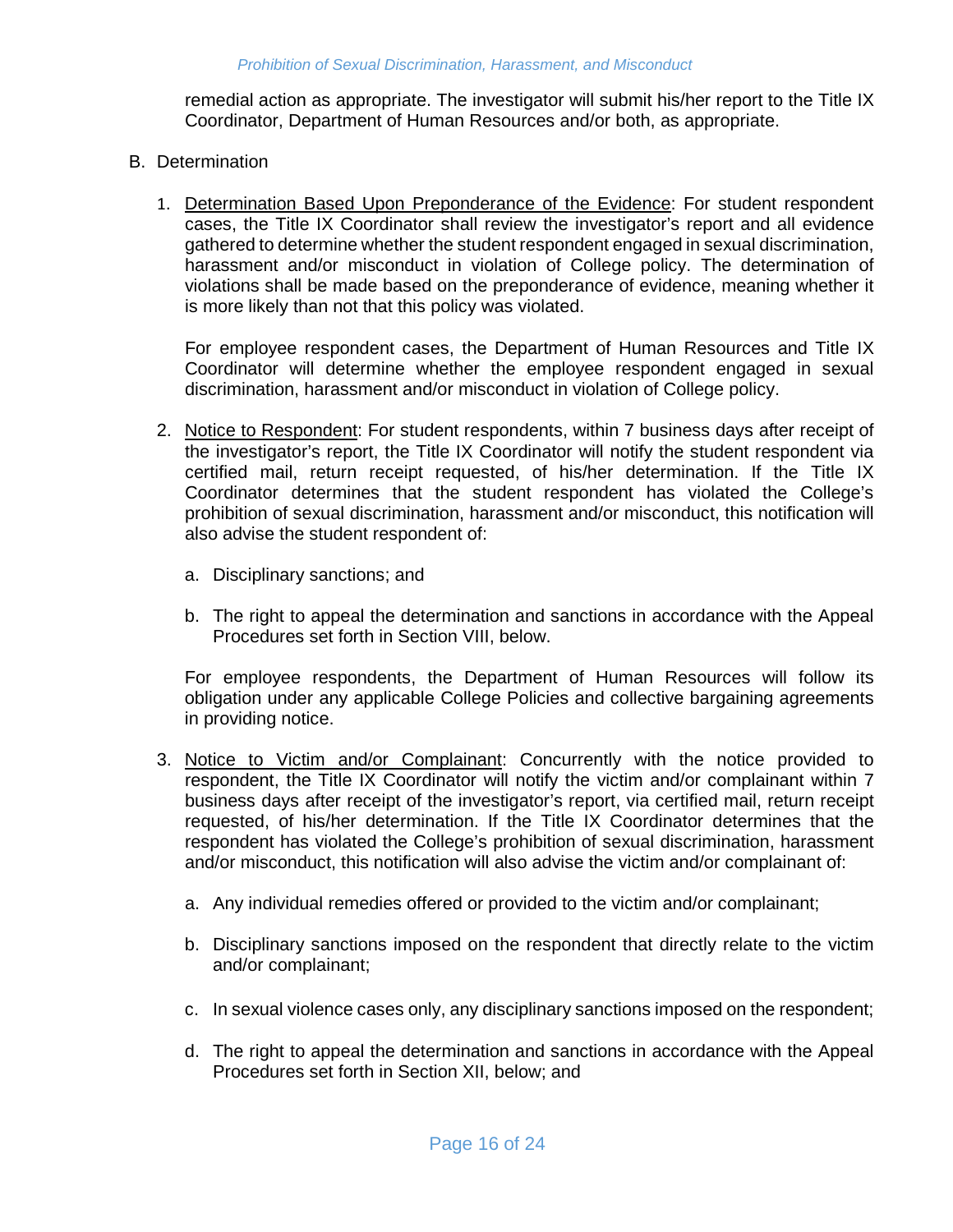remedial action as appropriate. The investigator will submit his/her report to the Title IX Coordinator, Department of Human Resources and/or both, as appropriate.

B. Determination

1. Determination Based Upon Preponderance of the Evidence: For student respondent cases, the Title IX Coordinator shall review the investigator's report and all evidence gathered to determine whether the student respondent engaged in sexual discrimination, harassment and/or misconduct in violation of College policy. The determination of violations shall be made based on the preponderance of evidence, meaning whether it is more likely than not that this policy was violated.

   For employee respondent cases, the Department of Human Resources and Title IX Coordinator will determine whether the employee respondent engaged in sexual discrimination, harassment and/or misconduct in violation of College policy.

2. Notice to Respondent: For student respondents, within 7 business days after receipt of the investigator's report, the Title IX Coordinator will notify the student respondent via certified mail, return receipt requested, of his/her determination. If the Title IX Coordinator determines that the student respondent has violated the College's prohibition of sexual discrimination, harassment and/or misconduct, this notification will also advise the student respondent of:

   a. Disciplinary sanctions; and

   b. The right to appeal the determination and sanctions in accordance with the Appeal Procedures set forth in Section VIII, below.

   For employee respondents, the Department of Human Resources will follow its obligation under any applicable College Policies and collective bargaining agreements in providing notice.

3. Notice to Victim and/or Complainant: Concurrently with the notice provided to respondent, the Title IX Coordinator will notify the victim and/or complainant within 7 business days after receipt of the investigator's report, via certified mail, return receipt requested, of his/her determination. If the Title IX Coordinator determines that the respondent has violated the College's prohibition of sexual discrimination, harassment and/or misconduct, this notification will also advise the victim and/or complainant of:

   a. Any individual remedies offered or provided to the victim and/or complainant;

   b. Disciplinary sanctions imposed on the respondent that directly relate to the victim and/or complainant;

   c. In sexual violence cases only, any disciplinary sanctions imposed on the respondent;

   d. The right to appeal the determination and sanctions in accordance with the Appeal Procedures set forth in Section XII, below; and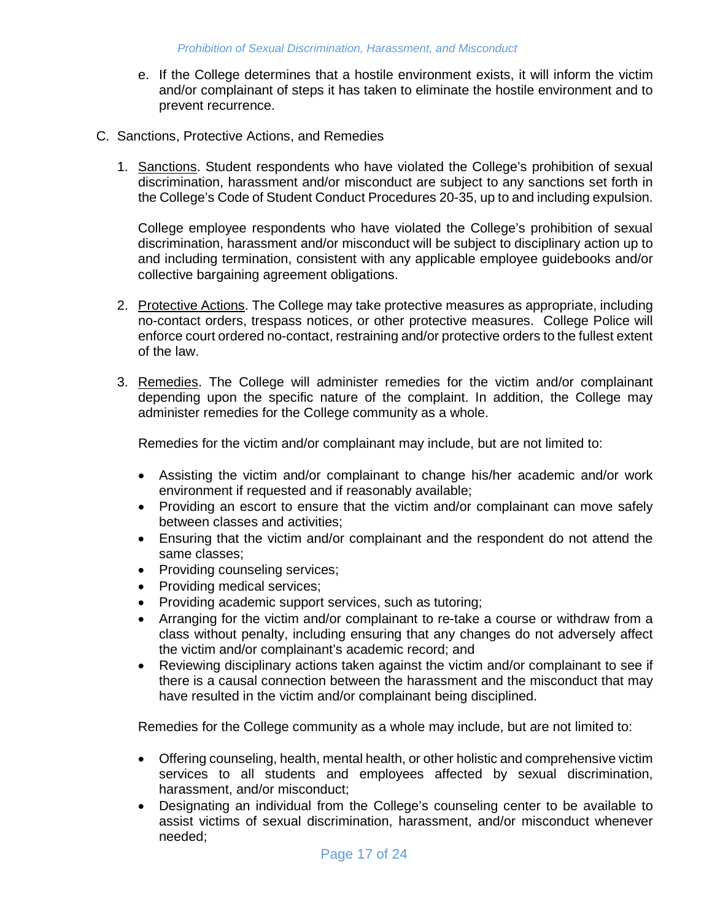e. If the College determines that a hostile environment exists, it will inform the victim and/or complainant of steps it has taken to eliminate the hostile environment and to prevent recurrence.

C. Sanctions, Protective Actions, and Remedies

1. Sanctions. Student respondents who have violated the College's prohibition of sexual discrimination, harassment and/or misconduct are subject to any sanctions set forth in the College's Code of Student Conduct Procedures 20-35, up to and including expulsion.

   College employee respondents who have violated the College's prohibition of sexual discrimination, harassment and/or misconduct will be subject to disciplinary action up to and including termination, consistent with any applicable employee guidebooks and/or collective bargaining agreement obligations.

2. Protective Actions. The College may take protective measures as appropriate, including no-contact orders, trespass notices, or other protective measures. College Police will enforce court ordered no-contact, restraining and/or protective orders to the fullest extent of the law.

3. Remedies. The College will administer remedies for the victim and/or complainant depending upon the specific nature of the complaint. In addition, the College may administer remedies for the College community as a whole.

   Remedies for the victim and/or complainant may include, but are not limited to:

   - Assisting the victim and/or complainant to change his/her academic and/or work environment if requested and if reasonably available;
   - Providing an escort to ensure that the victim and/or complainant can move safely between classes and activities;
   - Ensuring that the victim and/or complainant and the respondent do not attend the same classes;
   - Providing counseling services;
   - Providing medical services;
   - Providing academic support services, such as tutoring;
   - Arranging for the victim and/or complainant to re-take a course or withdraw from a class without penalty, including ensuring that any changes do not adversely affect the victim and/or complainant's academic record; and
   - Reviewing disciplinary actions taken against the victim and/or complainant to see if there is a causal connection between the harassment and the misconduct that may have resulted in the victim and/or complainant being disciplined.

   Remedies for the College community as a whole may include, but are not limited to:

   - Offering counseling, health, mental health, or other holistic and comprehensive victim services to all students and employees affected by sexual discrimination, harassment, and/or misconduct;
   - Designating an individual from the College's counseling center to be available to assist victims of sexual discrimination, harassment, and/or misconduct whenever needed;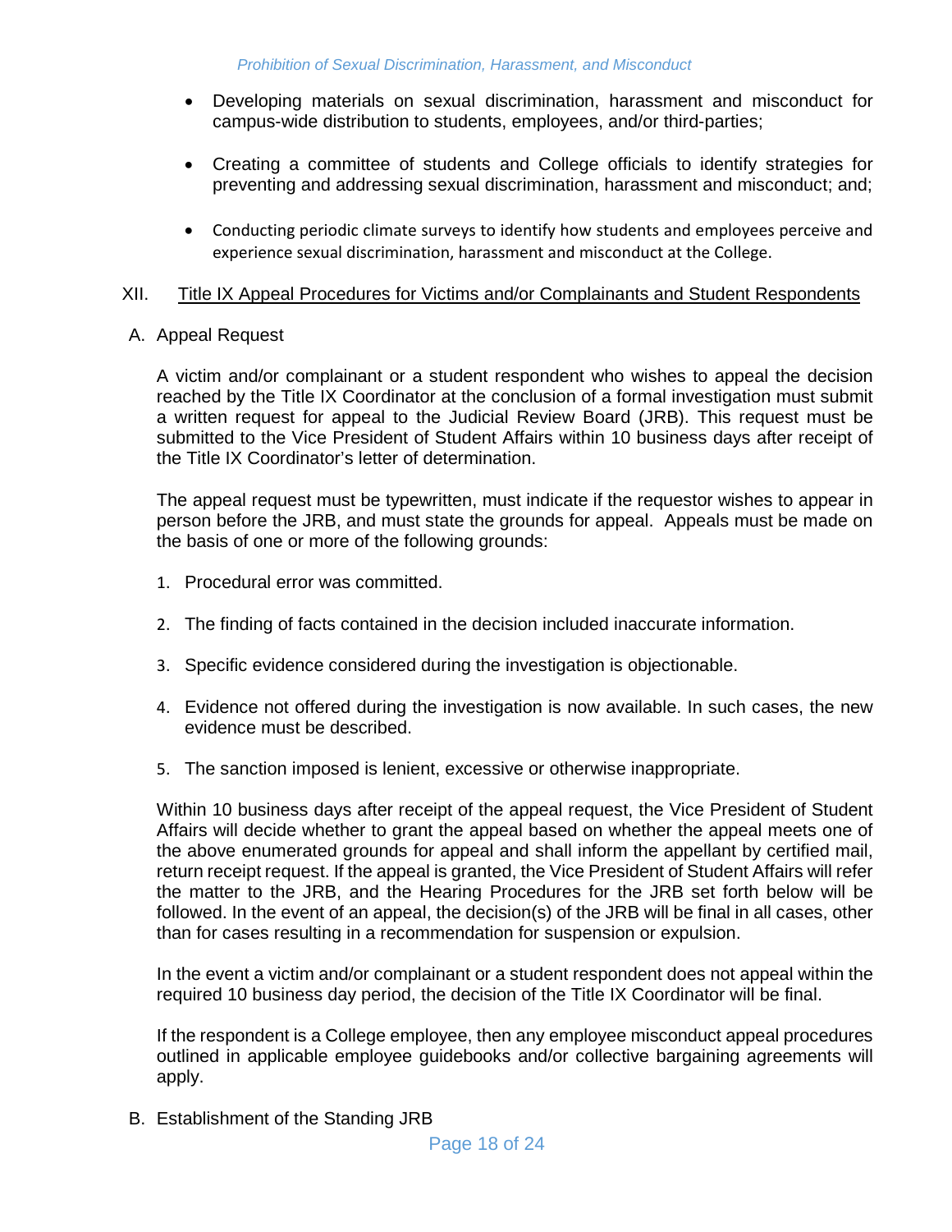- Developing materials on sexual discrimination, harassment and misconduct for campus-wide distribution to students, employees, and/or third-parties;
- Creating a committee of students and College officials to identify strategies for preventing and addressing sexual discrimination, harassment and misconduct; and;
- Conducting periodic climate surveys to identify how students and employees perceive and experience sexual discrimination, harassment and misconduct at the College.

## XII. Title IX Appeal Procedures for Victims and/or Complainants and Student Respondents

### A. Appeal Request

A victim and/or complainant or a student respondent who wishes to appeal the decision reached by the Title IX Coordinator at the conclusion of a formal investigation must submit a written request for appeal to the Judicial Review Board (JRB). This request must be submitted to the Vice President of Student Affairs within 10 business days after receipt of the Title IX Coordinator's letter of determination.

The appeal request must be typewritten, must indicate if the requestor wishes to appear in person before the JRB, and must state the grounds for appeal. Appeals must be made on the basis of one or more of the following grounds:

1. Procedural error was committed.
2. The finding of facts contained in the decision included inaccurate information.
3. Specific evidence considered during the investigation is objectionable.
4. Evidence not offered during the investigation is now available. In such cases, the new evidence must be described.
5. The sanction imposed is lenient, excessive or otherwise inappropriate.

Within 10 business days after receipt of the appeal request, the Vice President of Student Affairs will decide whether to grant the appeal based on whether the appeal meets one of the above enumerated grounds for appeal and shall inform the appellant by certified mail, return receipt request. If the appeal is granted, the Vice President of Student Affairs will refer the matter to the JRB, and the Hearing Procedures for the JRB set forth below will be followed. In the event of an appeal, the decision(s) of the JRB will be final in all cases, other than for cases resulting in a recommendation for suspension or expulsion.

In the event a victim and/or complainant or a student respondent does not appeal within the required 10 business day period, the decision of the Title IX Coordinator will be final.

If the respondent is a College employee, then any employee misconduct appeal procedures outlined in applicable employee guidebooks and/or collective bargaining agreements will apply.

### B. Establishment of the Standing JRB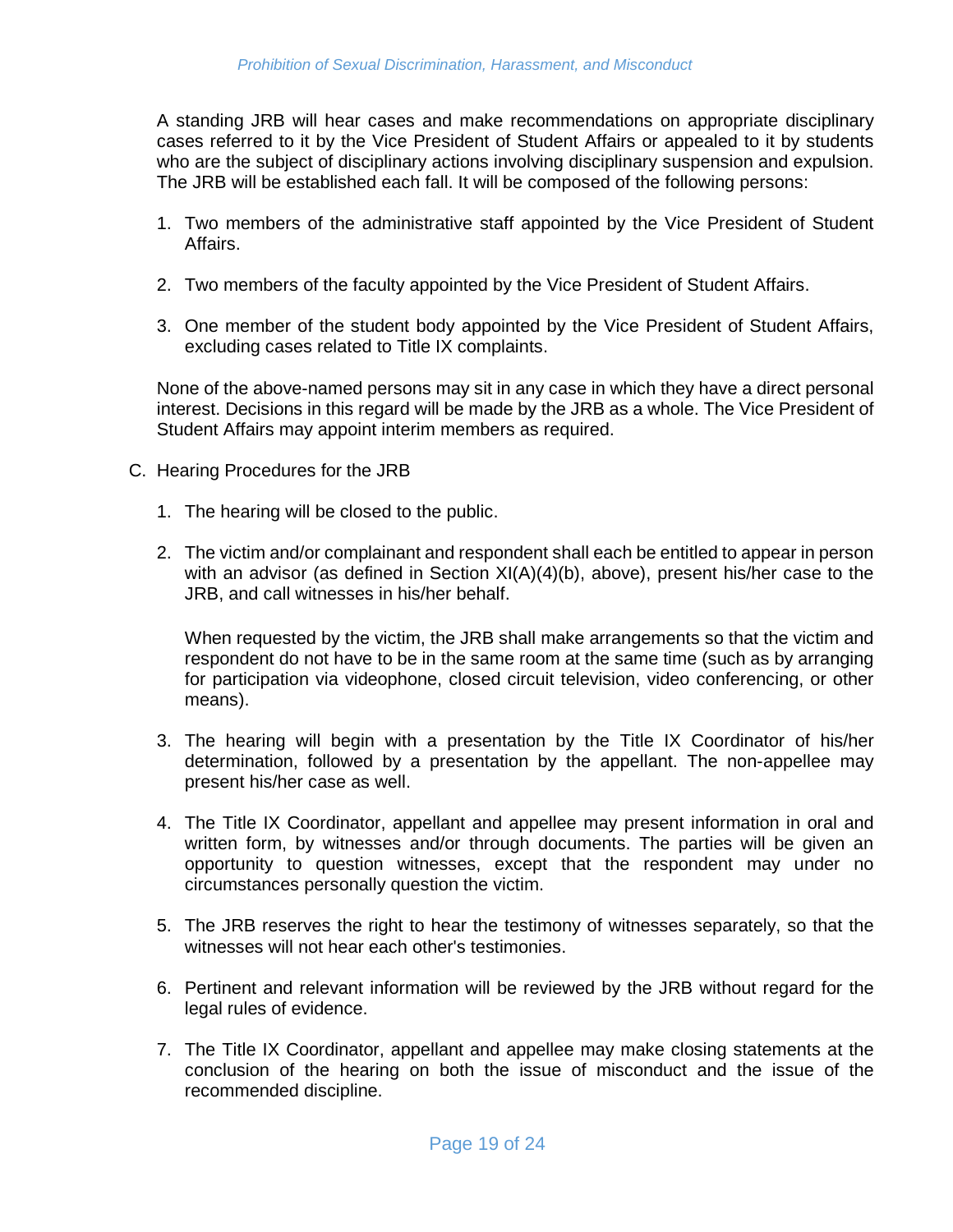A standing JRB will hear cases and make recommendations on appropriate disciplinary cases referred to it by the Vice President of Student Affairs or appealed to it by students who are the subject of disciplinary actions involving disciplinary suspension and expulsion. The JRB will be established each fall. It will be composed of the following persons:

1. Two members of the administrative staff appointed by the Vice President of Student Affairs.

2. Two members of the faculty appointed by the Vice President of Student Affairs.

3. One member of the student body appointed by the Vice President of Student Affairs, excluding cases related to Title IX complaints.

None of the above-named persons may sit in any case in which they have a direct personal interest. Decisions in this regard will be made by the JRB as a whole. The Vice President of Student Affairs may appoint interim members as required.

C. Hearing Procedures for the JRB

1. The hearing will be closed to the public.

2. The victim and/or complainant and respondent shall each be entitled to appear in person with an advisor (as defined in Section XI(A)(4)(b), above), present his/her case to the JRB, and call witnesses in his/her behalf.

   When requested by the victim, the JRB shall make arrangements so that the victim and respondent do not have to be in the same room at the same time (such as by arranging for participation via videophone, closed circuit television, video conferencing, or other means).

3. The hearing will begin with a presentation by the Title IX Coordinator of his/her determination, followed by a presentation by the appellant. The non-appellee may present his/her case as well.

4. The Title IX Coordinator, appellant and appellee may present information in oral and written form, by witnesses and/or through documents. The parties will be given an opportunity to question witnesses, except that the respondent may under no circumstances personally question the victim.

5. The JRB reserves the right to hear the testimony of witnesses separately, so that the witnesses will not hear each other's testimonies.

6. Pertinent and relevant information will be reviewed by the JRB without regard for the legal rules of evidence.

7. The Title IX Coordinator, appellant and appellee may make closing statements at the conclusion of the hearing on both the issue of misconduct and the issue of the recommended discipline.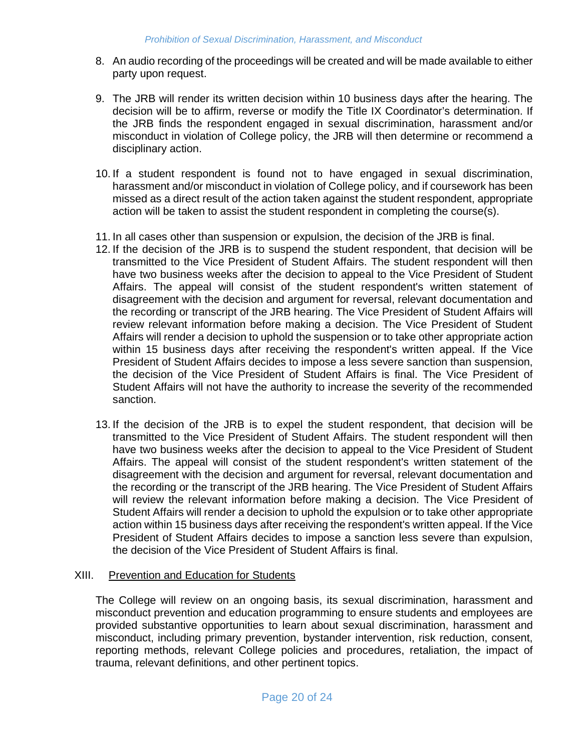8. An audio recording of the proceedings will be created and will be made available to either party upon request.

9. The JRB will render its written decision within 10 business days after the hearing. The decision will be to affirm, reverse or modify the Title IX Coordinator's determination. If the JRB finds the respondent engaged in sexual discrimination, harassment and/or misconduct in violation of College policy, the JRB will then determine or recommend a disciplinary action.

10. If a student respondent is found not to have engaged in sexual discrimination, harassment and/or misconduct in violation of College policy, and if coursework has been missed as a direct result of the action taken against the student respondent, appropriate action will be taken to assist the student respondent in completing the course(s).

11. In all cases other than suspension or expulsion, the decision of the JRB is final.

12. If the decision of the JRB is to suspend the student respondent, that decision will be transmitted to the Vice President of Student Affairs. The student respondent will then have two business weeks after the decision to appeal to the Vice President of Student Affairs. The appeal will consist of the student respondent's written statement of disagreement with the decision and argument for reversal, relevant documentation and the recording or transcript of the JRB hearing. The Vice President of Student Affairs will review relevant information before making a decision. The Vice President of Student Affairs will render a decision to uphold the suspension or to take other appropriate action within 15 business days after receiving the respondent's written appeal. If the Vice President of Student Affairs decides to impose a less severe sanction than suspension, the decision of the Vice President of Student Affairs is final. The Vice President of Student Affairs will not have the authority to increase the severity of the recommended sanction.

13. If the decision of the JRB is to expel the student respondent, that decision will be transmitted to the Vice President of Student Affairs. The student respondent will then have two business weeks after the decision to appeal to the Vice President of Student Affairs. The appeal will consist of the student respondent's written statement of the disagreement with the decision and argument for reversal, relevant documentation and the recording or the transcript of the JRB hearing. The Vice President of Student Affairs will review the relevant information before making a decision. The Vice President of Student Affairs will render a decision to uphold the expulsion or to take other appropriate action within 15 business days after receiving the respondent's written appeal. If the Vice President of Student Affairs decides to impose a sanction less severe than expulsion, the decision of the Vice President of Student Affairs is final.

## XIII. Prevention and Education for Students

The College will review on an ongoing basis, its sexual discrimination, harassment and misconduct prevention and education programming to ensure students and employees are provided substantive opportunities to learn about sexual discrimination, harassment and misconduct, including primary prevention, bystander intervention, risk reduction, consent, reporting methods, relevant College policies and procedures, retaliation, the impact of trauma, relevant definitions, and other pertinent topics.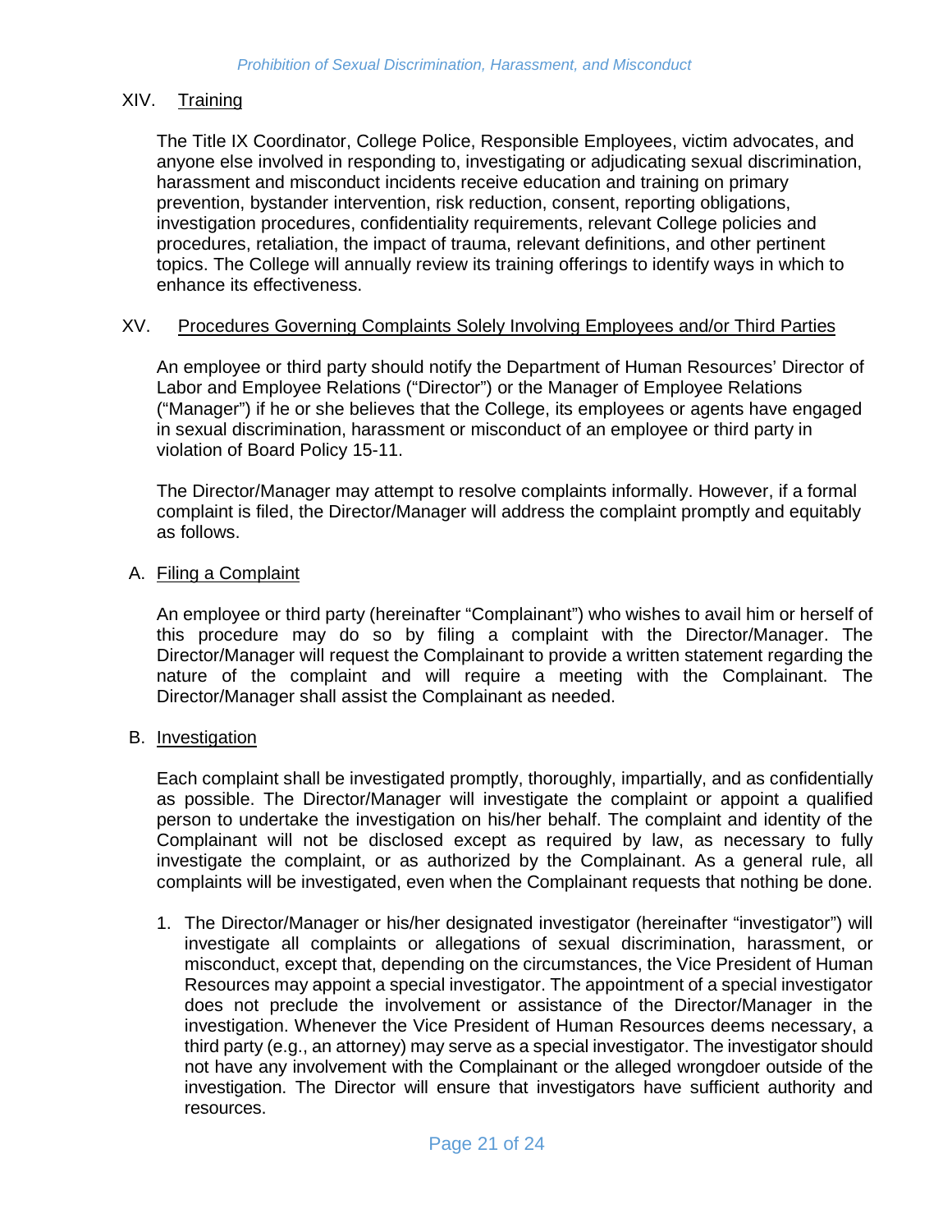## XIV. Training

The Title IX Coordinator, College Police, Responsible Employees, victim advocates, and anyone else involved in responding to, investigating or adjudicating sexual discrimination, harassment and misconduct incidents receive education and training on primary prevention, bystander intervention, risk reduction, consent, reporting obligations, investigation procedures, confidentiality requirements, relevant College policies and procedures, retaliation, the impact of trauma, relevant definitions, and other pertinent topics. The College will annually review its training offerings to identify ways in which to enhance its effectiveness.

## XV. Procedures Governing Complaints Solely Involving Employees and/or Third Parties

An employee or third party should notify the Department of Human Resources' Director of Labor and Employee Relations ("Director") or the Manager of Employee Relations ("Manager") if he or she believes that the College, its employees or agents have engaged in sexual discrimination, harassment or misconduct of an employee or third party in violation of Board Policy 15-11.

The Director/Manager may attempt to resolve complaints informally. However, if a formal complaint is filed, the Director/Manager will address the complaint promptly and equitably as follows.

### A. Filing a Complaint

An employee or third party (hereinafter "Complainant") who wishes to avail him or herself of this procedure may do so by filing a complaint with the Director/Manager. The Director/Manager will request the Complainant to provide a written statement regarding the nature of the complaint and will require a meeting with the Complainant. The Director/Manager shall assist the Complainant as needed.

### B. Investigation

Each complaint shall be investigated promptly, thoroughly, impartially, and as confidentially as possible. The Director/Manager will investigate the complaint or appoint a qualified person to undertake the investigation on his/her behalf. The complaint and identity of the Complainant will not be disclosed except as required by law, as necessary to fully investigate the complaint, or as authorized by the Complainant. As a general rule, all complaints will be investigated, even when the Complainant requests that nothing be done.

1. The Director/Manager or his/her designated investigator (hereinafter "investigator") will investigate all complaints or allegations of sexual discrimination, harassment, or misconduct, except that, depending on the circumstances, the Vice President of Human Resources may appoint a special investigator. The appointment of a special investigator does not preclude the involvement or assistance of the Director/Manager in the investigation. Whenever the Vice President of Human Resources deems necessary, a third party (e.g., an attorney) may serve as a special investigator. The investigator should not have any involvement with the Complainant or the alleged wrongdoer outside of the investigation. The Director will ensure that investigators have sufficient authority and resources.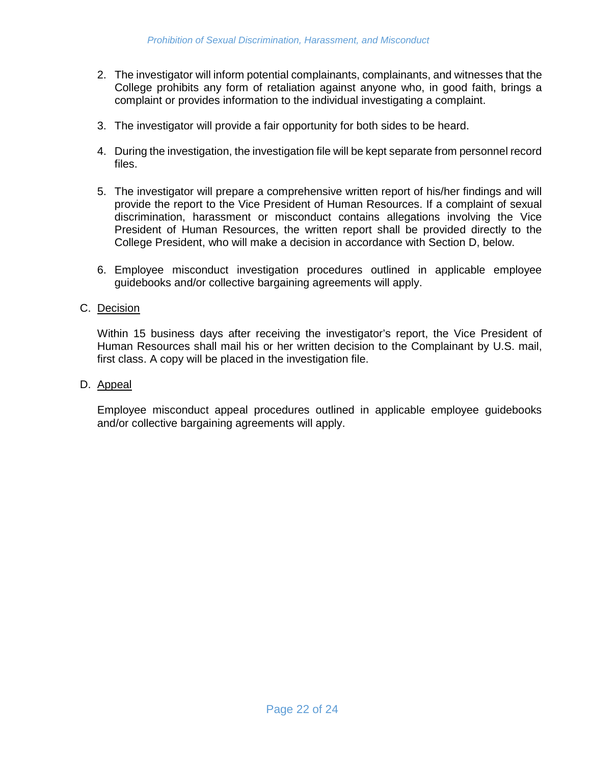2. The investigator will inform potential complainants, complainants, and witnesses that the College prohibits any form of retaliation against anyone who, in good faith, brings a complaint or provides information to the individual investigating a complaint.

3. The investigator will provide a fair opportunity for both sides to be heard.

4. During the investigation, the investigation file will be kept separate from personnel record files.

5. The investigator will prepare a comprehensive written report of his/her findings and will provide the report to the Vice President of Human Resources. If a complaint of sexual discrimination, harassment or misconduct contains allegations involving the Vice President of Human Resources, the written report shall be provided directly to the College President, who will make a decision in accordance with Section D, below.

6. Employee misconduct investigation procedures outlined in applicable employee guidebooks and/or collective bargaining agreements will apply.

C. Decision

Within 15 business days after receiving the investigator's report, the Vice President of Human Resources shall mail his or her written decision to the Complainant by U.S. mail, first class. A copy will be placed in the investigation file.

D. Appeal

Employee misconduct appeal procedures outlined in applicable employee guidebooks and/or collective bargaining agreements will apply.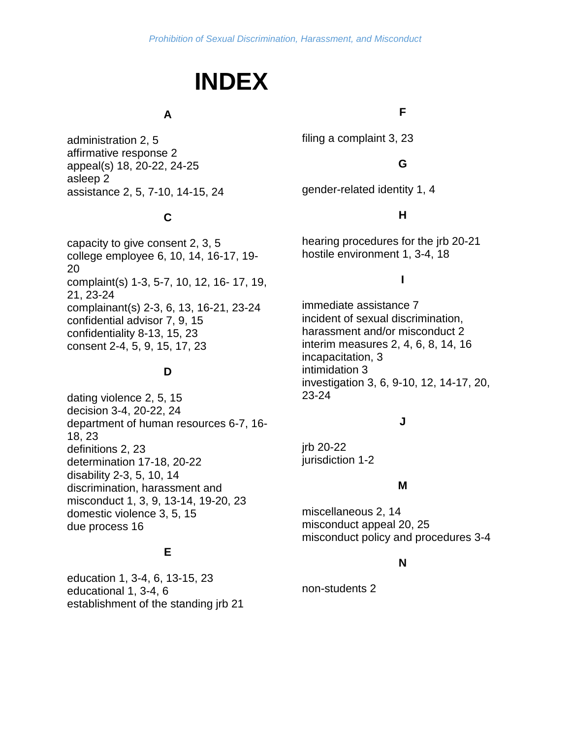# INDEX

### A

administration 2, 5
affirmative response 2
appeal(s) 18, 20-22, 24-25
asleep 2
assistance 2, 5, 7-10, 14-15, 24

### C

capacity to give consent 2, 3, 5
college employee 6, 10, 14, 16-17, 19-20
complaint(s) 1-3, 5-7, 10, 12, 16- 17, 19, 21, 23-24
complainant(s) 2-3, 6, 13, 16-21, 23-24
confidential advisor 7, 9, 15
confidentiality 8-13, 15, 23
consent 2-4, 5, 9, 15, 17, 23

### D

dating violence 2, 5, 15
decision 3-4, 20-22, 24
department of human resources 6-7, 16-18, 23
definitions 2, 23
determination 17-18, 20-22
disability 2-3, 5, 10, 14
discrimination, harassment and misconduct 1, 3, 9, 13-14, 19-20, 23
domestic violence 3, 5, 15
due process 16

### E

education 1, 3-4, 6, 13-15, 23
educational 1, 3-4, 6
establishment of the standing jrb 21

### F

filing a complaint 3, 23

### G

gender-related identity 1, 4

### H

hearing procedures for the jrb 20-21
hostile environment 1, 3-4, 18

### I

immediate assistance 7
incident of sexual discrimination, harassment and/or misconduct 2
interim measures 2, 4, 6, 8, 14, 16
incapacitation, 3
intimidation 3
investigation 3, 6, 9-10, 12, 14-17, 20, 23-24

### J

jrb 20-22
jurisdiction 1-2

### M

miscellaneous 2, 14
misconduct appeal 20, 25
misconduct policy and procedures 3-4

### N

non-students 2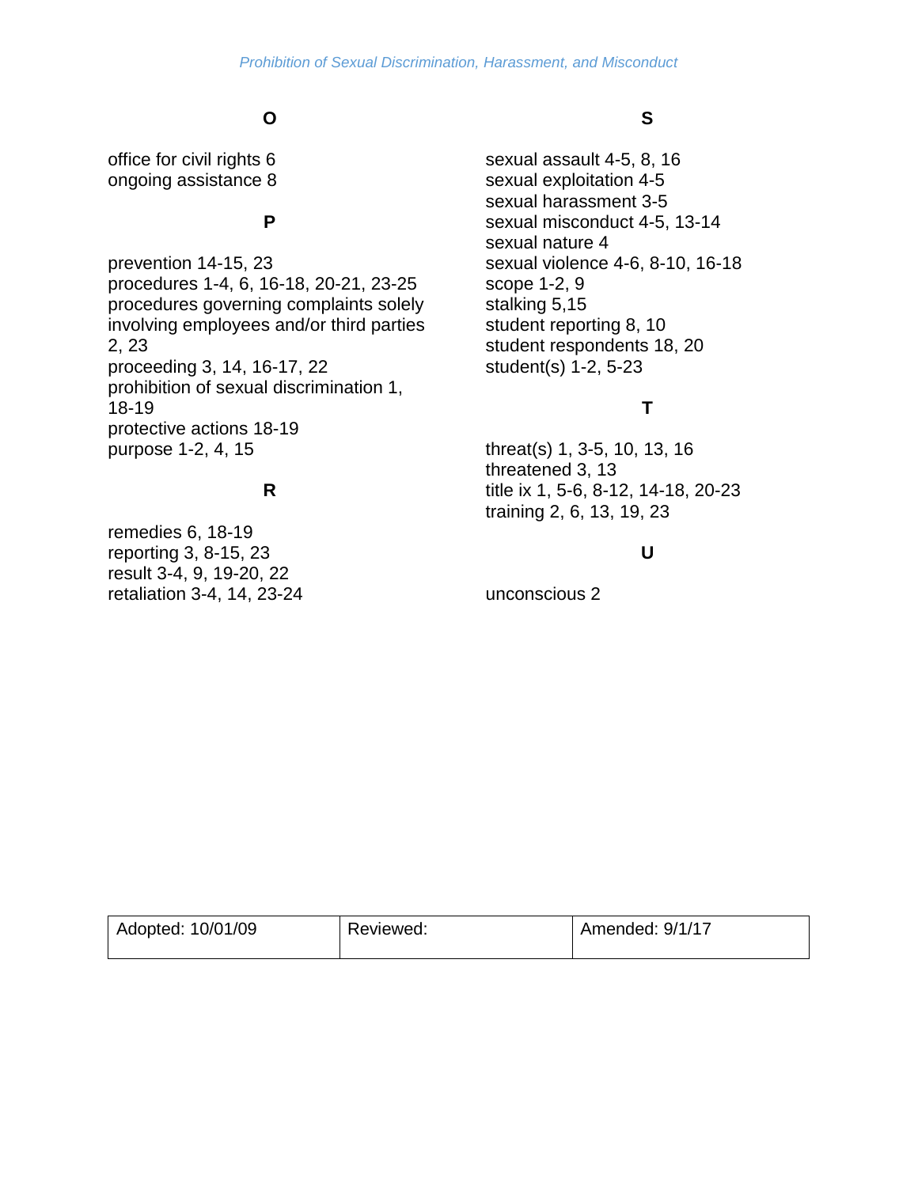**O**

office for civil rights 6
ongoing assistance 8

**P**

prevention 14-15, 23
procedures 1-4, 6, 16-18, 20-21, 23-25
procedures governing complaints solely involving employees and/or third parties 2, 23
proceeding 3, 14, 16-17, 22
prohibition of sexual discrimination 1, 18-19
protective actions 18-19
purpose 1-2, 4, 15

**R**

remedies 6, 18-19
reporting 3, 8-15, 23
result 3-4, 9, 19-20, 22
retaliation 3-4, 14, 23-24

**S**

sexual assault 4-5, 8, 16
sexual exploitation 4-5
sexual harassment 3-5
sexual misconduct 4-5, 13-14
sexual nature 4
sexual violence 4-6, 8-10, 16-18
scope 1-2, 9
stalking 5,15
student reporting 8, 10
student respondents 18, 20
student(s) 1-2, 5-23

**T**

threat(s) 1, 3-5, 10, 13, 16
threatened 3, 13
title ix 1, 5-6, 8-12, 14-18, 20-23
training 2, 6, 13, 19, 23

**U**

unconscious 2

| | | |
|---|---|---|
| Adopted: 10/01/09 | Reviewed: | Amended: 9/1/17 |